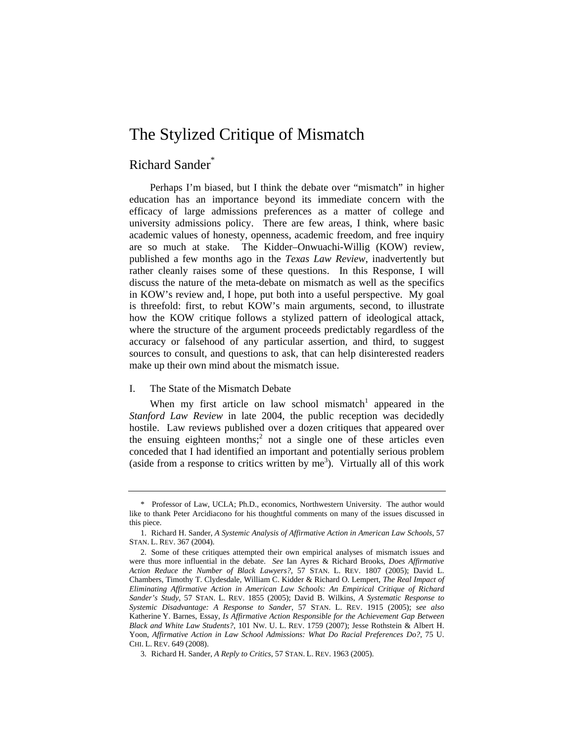# The Stylized Critique of Mismatch

## Richard Sander*

Perhaps I'm biased, but I think the debate over "mismatch" in higher education has an importance beyond its immediate concern with the efficacy of large admissions preferences as a matter of college and university admissions policy. There are few areas, I think, where basic academic values of honesty, openness, academic freedom, and free inquiry are so much at stake. The Kidder–Onwuachi-Willig (KOW) review, published a few months ago in the *Texas Law Review*, inadvertently but rather cleanly raises some of these questions. In this Response, I will discuss the nature of the meta-debate on mismatch as well as the specifics in KOW's review and, I hope, put both into a useful perspective. My goal is threefold: first, to rebut KOW's main arguments, second, to illustrate how the KOW critique follows a stylized pattern of ideological attack, where the structure of the argument proceeds predictably regardless of the accuracy or falsehood of any particular assertion, and third, to suggest sources to consult, and questions to ask, that can help disinterested readers make up their own mind about the mismatch issue.

### I. The State of the Mismatch Debate

When my first article on law school mismatch[1] appeared in the *Stanford Law Review* in late 2004, the public reception was decidedly hostile. Law reviews published over a dozen critiques that appeared over the ensuing eighteen months;[2] not a single one of these articles even conceded that I had identified an important and potentially serious problem (aside from a response to critics written by me[3]). Virtually all of this work

---

\* Professor of Law, UCLA; Ph.D., economics, Northwestern University. The author would like to thank Peter Arcidiacono for his thoughtful comments on many of the issues discussed in this piece.

1. Richard H. Sander, *A Systemic Analysis of Affirmative Action in American Law Schools*, 57 STAN. L. REV. 367 (2004).

2. Some of these critiques attempted their own empirical analyses of mismatch issues and were thus more influential in the debate. *See* Ian Ayres & Richard Brooks, *Does Affirmative Action Reduce the Number of Black Lawyers?*, 57 STAN. L. REV. 1807 (2005); David L. Chambers, Timothy T. Clydesdale, William C. Kidder & Richard O. Lempert, *The Real Impact of Eliminating Affirmative Action in American Law Schools: An Empirical Critique of Richard Sander's Study*, 57 STAN. L. REV. 1855 (2005); David B. Wilkins, *A Systematic Response to Systemic Disadvantage: A Response to Sander*, 57 STAN. L. REV. 1915 (2005); *see also* Katherine Y. Barnes, Essay, *Is Affirmative Action Responsible for the Achievement Gap Between Black and White Law Students?*, 101 NW. U. L. REV. 1759 (2007); Jesse Rothstein & Albert H. Yoon, *Affirmative Action in Law School Admissions: What Do Racial Preferences Do?*, 75 U. CHI. L. REV. 649 (2008).

3. Richard H. Sander, *A Reply to Critics*, 57 STAN. L. REV. 1963 (2005).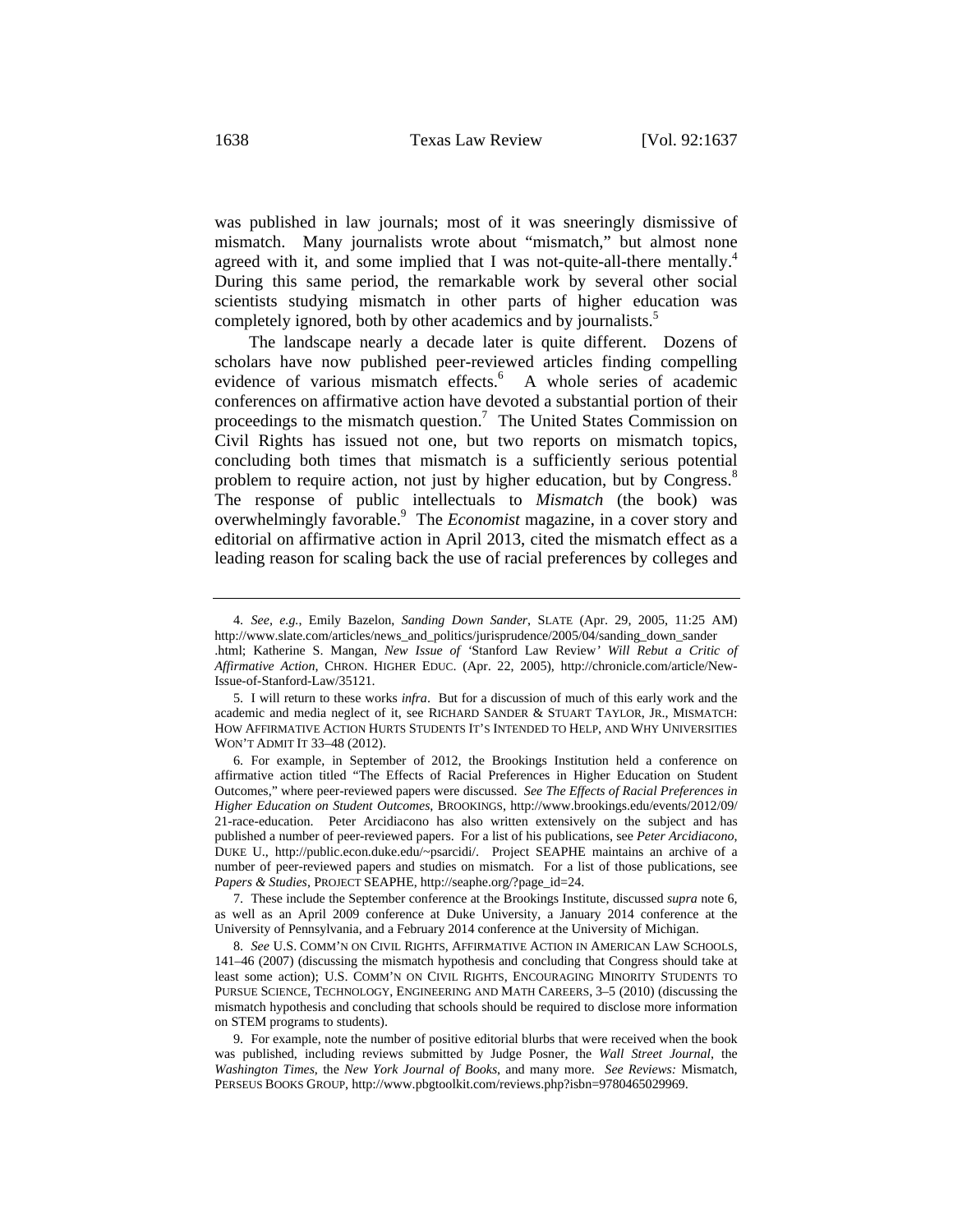was published in law journals; most of it was sneeringly dismissive of mismatch. Many journalists wrote about "mismatch," but almost none agreed with it, and some implied that I was not-quite-all-there mentally.[4] During this same period, the remarkable work by several other social scientists studying mismatch in other parts of higher education was completely ignored, both by other academics and by journalists.[5]

The landscape nearly a decade later is quite different. Dozens of scholars have now published peer-reviewed articles finding compelling evidence of various mismatch effects.[6] A whole series of academic conferences on affirmative action have devoted a substantial portion of their proceedings to the mismatch question.[7] The United States Commission on Civil Rights has issued not one, but two reports on mismatch topics, concluding both times that mismatch is a sufficiently serious potential problem to require action, not just by higher education, but by Congress.[8] The response of public intellectuals to *Mismatch* (the book) was overwhelmingly favorable.[9] The *Economist* magazine, in a cover story and editorial on affirmative action in April 2013, cited the mismatch effect as a leading reason for scaling back the use of racial preferences by colleges and

---

4. *See, e.g.*, Emily Bazelon, *Sanding Down Sander*, SLATE (Apr. 29, 2005, 11:25 AM) http://www.slate.com/articles/news_and_politics/jurisprudence/2005/04/sanding_down_sander.html; Katherine S. Mangan, *New Issue of 'Stanford Law Review' Will Rebut a Critic of Affirmative Action*, CHRON. HIGHER EDUC. (Apr. 22, 2005), http://chronicle.com/article/New-Issue-of-Stanford-Law/35121.

5. I will return to these works *infra*. But for a discussion of much of this early work and the academic and media neglect of it, see RICHARD SANDER & STUART TAYLOR, JR., MISMATCH: HOW AFFIRMATIVE ACTION HURTS STUDENTS IT'S INTENDED TO HELP, AND WHY UNIVERSITIES WON'T ADMIT IT 33–48 (2012).

6. For example, in September of 2012, the Brookings Institution held a conference on affirmative action titled "The Effects of Racial Preferences in Higher Education on Student Outcomes," where peer-reviewed papers were discussed. *See The Effects of Racial Preferences in Higher Education on Student Outcomes*, BROOKINGS, http://www.brookings.edu/events/2012/09/21-race-education. Peter Arcidiacono has also written extensively on the subject and has published a number of peer-reviewed papers. For a list of his publications, see *Peter Arcidiacono*, DUKE U., http://public.econ.duke.edu/~psarcidi/. Project SEAPHE maintains an archive of a number of peer-reviewed papers and studies on mismatch. For a list of those publications, see *Papers & Studies*, PROJECT SEAPHE, http://seaphe.org/?page_id=24.

7. These include the September conference at the Brookings Institute, discussed *supra* note 6, as well as an April 2009 conference at Duke University, a January 2014 conference at the University of Pennsylvania, and a February 2014 conference at the University of Michigan.

8. *See* U.S. COMM'N ON CIVIL RIGHTS, AFFIRMATIVE ACTION IN AMERICAN LAW SCHOOLS, 141–46 (2007) (discussing the mismatch hypothesis and concluding that Congress should take at least some action); U.S. COMM'N ON CIVIL RIGHTS, ENCOURAGING MINORITY STUDENTS TO PURSUE SCIENCE, TECHNOLOGY, ENGINEERING AND MATH CAREERS, 3–5 (2010) (discussing the mismatch hypothesis and concluding that schools should be required to disclose more information on STEM programs to students).

9. For example, note the number of positive editorial blurbs that were received when the book was published, including reviews submitted by Judge Posner, the *Wall Street Journal*, the *Washington Times*, the *New York Journal of Books*, and many more. *See Reviews:* Mismatch, PERSEUS BOOKS GROUP, http://www.pbgtoolkit.com/reviews.php?isbn=9780465029969.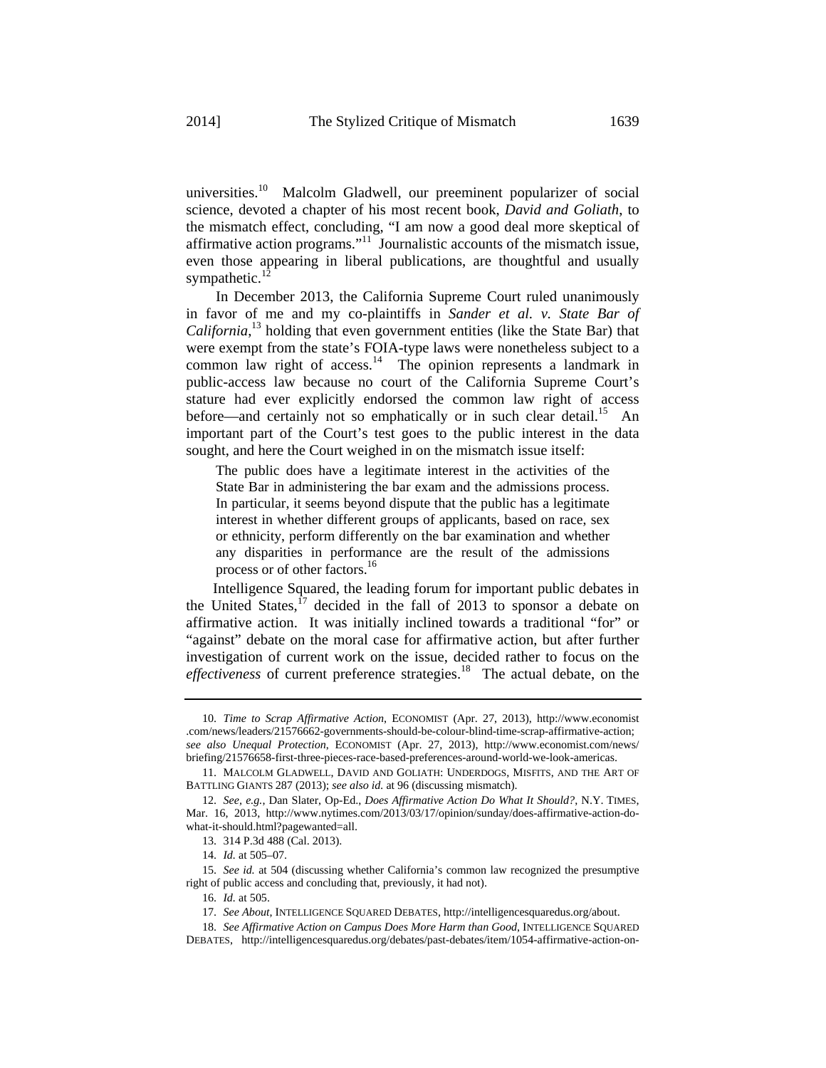universities.[10] Malcolm Gladwell, our preeminent popularizer of social science, devoted a chapter of his most recent book, *David and Goliath*, to the mismatch effect, concluding, "I am now a good deal more skeptical of affirmative action programs."[11] Journalistic accounts of the mismatch issue, even those appearing in liberal publications, are thoughtful and usually sympathetic.[12]

In December 2013, the California Supreme Court ruled unanimously in favor of me and my co-plaintiffs in *Sander et al. v. State Bar of California*,[13] holding that even government entities (like the State Bar) that were exempt from the state's FOIA-type laws were nonetheless subject to a common law right of access.[14] The opinion represents a landmark in public-access law because no court of the California Supreme Court's stature had ever explicitly endorsed the common law right of access before—and certainly not so emphatically or in such clear detail.[15] An important part of the Court's test goes to the public interest in the data sought, and here the Court weighed in on the mismatch issue itself:

> The public does have a legitimate interest in the activities of the State Bar in administering the bar exam and the admissions process. In particular, it seems beyond dispute that the public has a legitimate interest in whether different groups of applicants, based on race, sex or ethnicity, perform differently on the bar examination and whether any disparities in performance are the result of the admissions process or of other factors.[16]

Intelligence Squared, the leading forum for important public debates in the United States,[17] decided in the fall of 2013 to sponsor a debate on affirmative action. It was initially inclined towards a traditional "for" or "against" debate on the moral case for affirmative action, but after further investigation of current work on the issue, decided rather to focus on the *effectiveness* of current preference strategies.[18] The actual debate, on the

---

10. *Time to Scrap Affirmative Action*, ECONOMIST (Apr. 27, 2013), http://www.economist.com/news/leaders/21576662-governments-should-be-colour-blind-time-scrap-affirmative-action; *see also Unequal Protection*, ECONOMIST (Apr. 27, 2013), http://www.economist.com/news/briefing/21576658-first-three-pieces-race-based-preferences-around-world-we-look-americas.

11. MALCOLM GLADWELL, DAVID AND GOLIATH: UNDERDOGS, MISFITS, AND THE ART OF BATTLING GIANTS 287 (2013); *see also id.* at 96 (discussing mismatch).

12. *See, e.g.*, Dan Slater, Op-Ed., *Does Affirmative Action Do What It Should?*, N.Y. TIMES, Mar. 16, 2013, http://www.nytimes.com/2013/03/17/opinion/sunday/does-affirmative-action-do-what-it-should.html?pagewanted=all.

13. 314 P.3d 488 (Cal. 2013).

14. *Id.* at 505–07.

15. *See id.* at 504 (discussing whether California's common law recognized the presumptive right of public access and concluding that, previously, it had not).

16. *Id.* at 505.

17. *See About*, INTELLIGENCE SQUARED DEBATES, http://intelligencesquaredus.org/about.

18. *See Affirmative Action on Campus Does More Harm than Good*, INTELLIGENCE SQUARED DEBATES, http://intelligencesquaredus.org/debates/past-debates/item/1054-affirmative-action-on-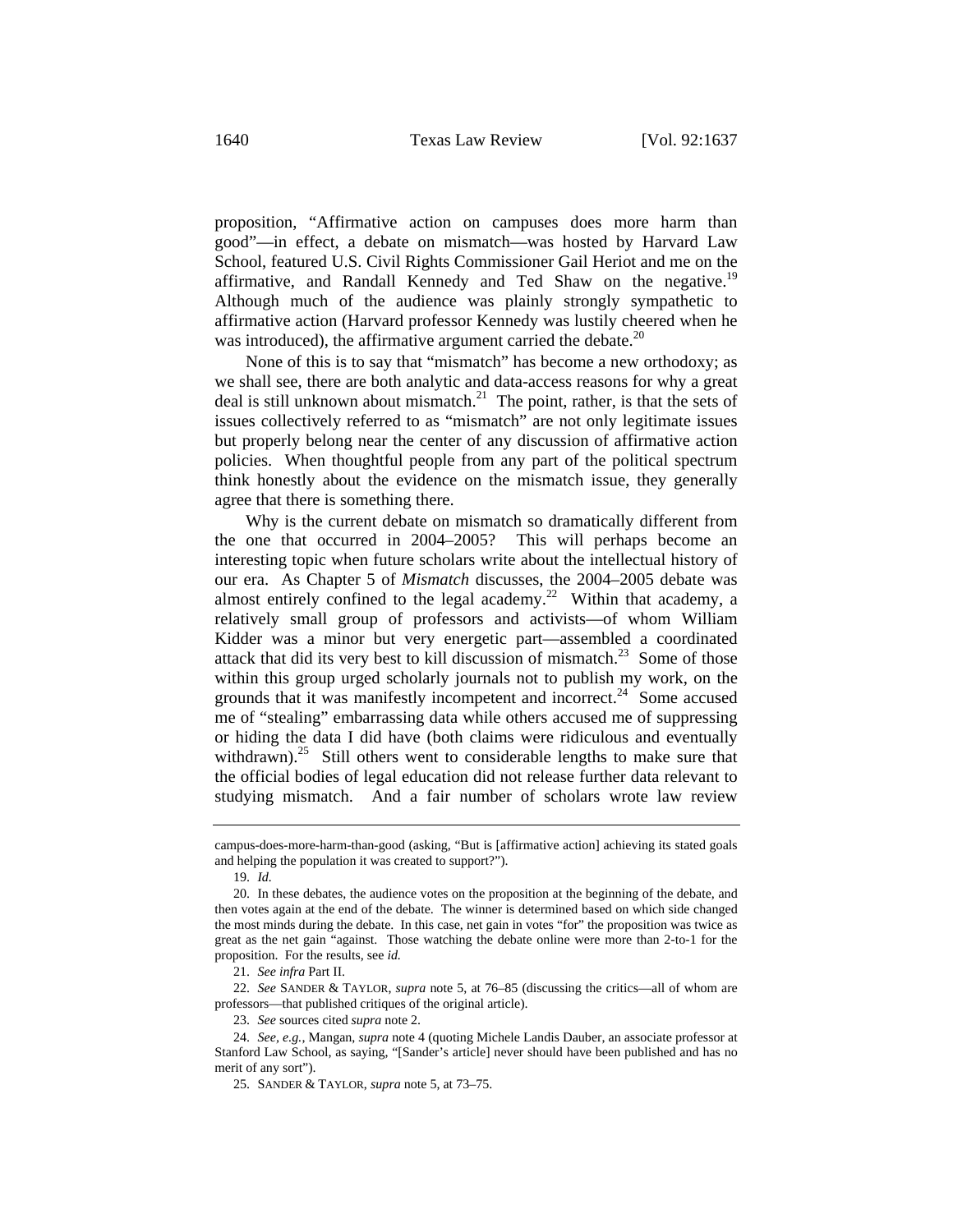proposition, "Affirmative action on campuses does more harm than good"—in effect, a debate on mismatch—was hosted by Harvard Law School, featured U.S. Civil Rights Commissioner Gail Heriot and me on the affirmative, and Randall Kennedy and Ted Shaw on the negative.[19] Although much of the audience was plainly strongly sympathetic to affirmative action (Harvard professor Kennedy was lustily cheered when he was introduced), the affirmative argument carried the debate.[20]

None of this is to say that "mismatch" has become a new orthodoxy; as we shall see, there are both analytic and data-access reasons for why a great deal is still unknown about mismatch.[21] The point, rather, is that the sets of issues collectively referred to as "mismatch" are not only legitimate issues but properly belong near the center of any discussion of affirmative action policies. When thoughtful people from any part of the political spectrum think honestly about the evidence on the mismatch issue, they generally agree that there is something there.

Why is the current debate on mismatch so dramatically different from the one that occurred in 2004–2005? This will perhaps become an interesting topic when future scholars write about the intellectual history of our era. As Chapter 5 of *Mismatch* discusses, the 2004–2005 debate was almost entirely confined to the legal academy.[22] Within that academy, a relatively small group of professors and activists—of whom William Kidder was a minor but very energetic part—assembled a coordinated attack that did its very best to kill discussion of mismatch.[23] Some of those within this group urged scholarly journals not to publish my work, on the grounds that it was manifestly incompetent and incorrect.[24] Some accused me of "stealing" embarrassing data while others accused me of suppressing or hiding the data I did have (both claims were ridiculous and eventually withdrawn).[25] Still others went to considerable lengths to make sure that the official bodies of legal education did not release further data relevant to studying mismatch. And a fair number of scholars wrote law review

---

campus-does-more-harm-than-good (asking, "But is [affirmative action] achieving its stated goals and helping the population it was created to support?").

19. *Id.*

20. In these debates, the audience votes on the proposition at the beginning of the debate, and then votes again at the end of the debate. The winner is determined based on which side changed the most minds during the debate. In this case, net gain in votes "for" the proposition was twice as great as the net gain "against. Those watching the debate online were more than 2-to-1 for the proposition. For the results, see *id.*

21. *See infra* Part II.

22. *See* SANDER & TAYLOR, *supra* note 5, at 76–85 (discussing the critics—all of whom are professors—that published critiques of the original article).

23. *See* sources cited *supra* note 2.

24. *See, e.g.*, Mangan, *supra* note 4 (quoting Michele Landis Dauber, an associate professor at Stanford Law School, as saying, "[Sander's article] never should have been published and has no merit of any sort").

25. SANDER & TAYLOR, *supra* note 5, at 73–75.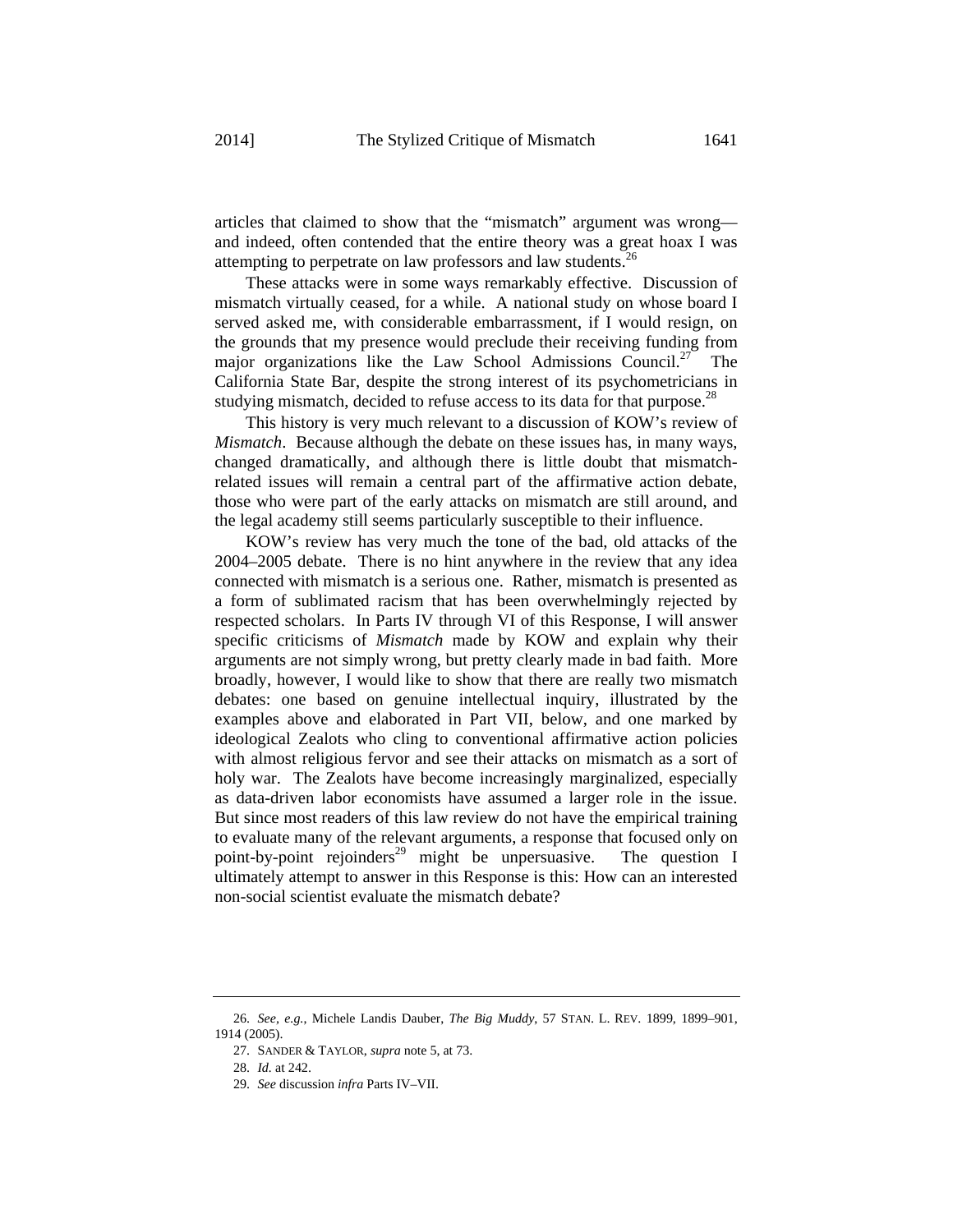articles that claimed to show that the "mismatch" argument was wrong—and indeed, often contended that the entire theory was a great hoax I was attempting to perpetrate on law professors and law students.[26]

These attacks were in some ways remarkably effective. Discussion of mismatch virtually ceased, for a while. A national study on whose board I served asked me, with considerable embarrassment, if I would resign, on the grounds that my presence would preclude their receiving funding from major organizations like the Law School Admissions Council.[27] The California State Bar, despite the strong interest of its psychometricians in studying mismatch, decided to refuse access to its data for that purpose.[28]

This history is very much relevant to a discussion of KOW's review of *Mismatch*. Because although the debate on these issues has, in many ways, changed dramatically, and although there is little doubt that mismatch-related issues will remain a central part of the affirmative action debate, those who were part of the early attacks on mismatch are still around, and the legal academy still seems particularly susceptible to their influence.

KOW's review has very much the tone of the bad, old attacks of the 2004–2005 debate. There is no hint anywhere in the review that any idea connected with mismatch is a serious one. Rather, mismatch is presented as a form of sublimated racism that has been overwhelmingly rejected by respected scholars. In Parts IV through VI of this Response, I will answer specific criticisms of *Mismatch* made by KOW and explain why their arguments are not simply wrong, but pretty clearly made in bad faith. More broadly, however, I would like to show that there are really two mismatch debates: one based on genuine intellectual inquiry, illustrated by the examples above and elaborated in Part VII, below, and one marked by ideological Zealots who cling to conventional affirmative action policies with almost religious fervor and see their attacks on mismatch as a sort of holy war. The Zealots have become increasingly marginalized, especially as data-driven labor economists have assumed a larger role in the issue. But since most readers of this law review do not have the empirical training to evaluate many of the relevant arguments, a response that focused only on point-by-point rejoinders[29] might be unpersuasive. The question I ultimately attempt to answer in this Response is this: How can an interested non-social scientist evaluate the mismatch debate?

---

26. *See, e.g.*, Michele Landis Dauber, *The Big Muddy*, 57 STAN. L. REV. 1899, 1899–901, 1914 (2005).

27. SANDER & TAYLOR, *supra* note 5, at 73.

28. *Id.* at 242.

29. *See* discussion *infra* Parts IV–VII.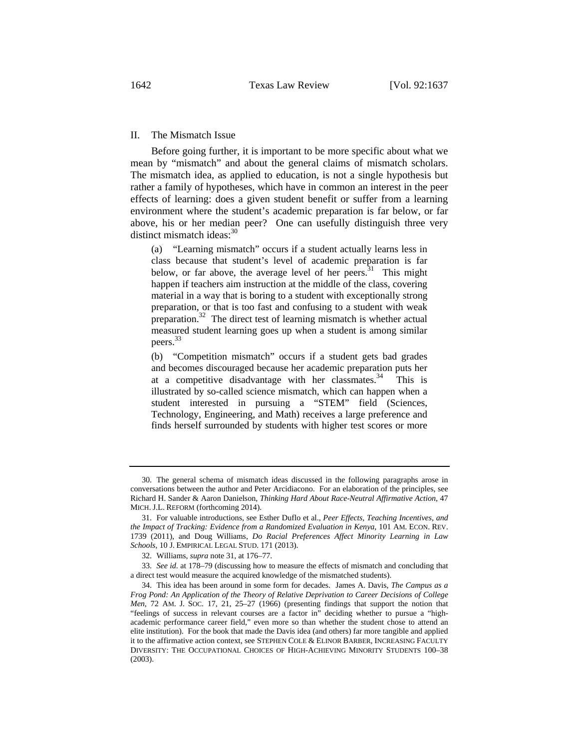## II. The Mismatch Issue

Before going further, it is important to be more specific about what we mean by "mismatch" and about the general claims of mismatch scholars. The mismatch idea, as applied to education, is not a single hypothesis but rather a family of hypotheses, which have in common an interest in the peer effects of learning: does a given student benefit or suffer from a learning environment where the student's academic preparation is far below, or far above, his or her median peer? One can usefully distinguish three very distinct mismatch ideas:[30]

> (a) "Learning mismatch" occurs if a student actually learns less in class because that student's level of academic preparation is far below, or far above, the average level of her peers.[31] This might happen if teachers aim instruction at the middle of the class, covering material in a way that is boring to a student with exceptionally strong preparation, or that is too fast and confusing to a student with weak preparation.[32] The direct test of learning mismatch is whether actual measured student learning goes up when a student is among similar peers.[33]
>
> (b) "Competition mismatch" occurs if a student gets bad grades and becomes discouraged because her academic preparation puts her at a competitive disadvantage with her classmates.[34] This is illustrated by so-called science mismatch, which can happen when a student interested in pursuing a "STEM" field (Sciences, Technology, Engineering, and Math) receives a large preference and finds herself surrounded by students with higher test scores or more

---

30. The general schema of mismatch ideas discussed in the following paragraphs arose in conversations between the author and Peter Arcidiacono. For an elaboration of the principles, see Richard H. Sander & Aaron Danielson, *Thinking Hard About Race-Neutral Affirmative Action*, 47 MICH. J.L. REFORM (forthcoming 2014).

31. For valuable introductions, see Esther Duflo et al., *Peer Effects, Teaching Incentives, and the Impact of Tracking: Evidence from a Randomized Evaluation in Kenya*, 101 AM. ECON. REV. 1739 (2011), and Doug Williams, *Do Racial Preferences Affect Minority Learning in Law Schools*, 10 J. EMPIRICAL LEGAL STUD. 171 (2013).

32. Williams, *supra* note 31, at 176–77.

33. *See id.* at 178–79 (discussing how to measure the effects of mismatch and concluding that a direct test would measure the acquired knowledge of the mismatched students).

34. This idea has been around in some form for decades. James A. Davis, *The Campus as a Frog Pond: An Application of the Theory of Relative Deprivation to Career Decisions of College Men*, 72 AM. J. SOC. 17, 21, 25–27 (1966) (presenting findings that support the notion that "feelings of success in relevant courses are a factor in" deciding whether to pursue a "high-academic performance career field," even more so than whether the student chose to attend an elite institution). For the book that made the Davis idea (and others) far more tangible and applied it to the affirmative action context, see STEPHEN COLE & ELINOR BARBER, INCREASING FACULTY DIVERSITY: THE OCCUPATIONAL CHOICES OF HIGH-ACHIEVING MINORITY STUDENTS 100–38 (2003).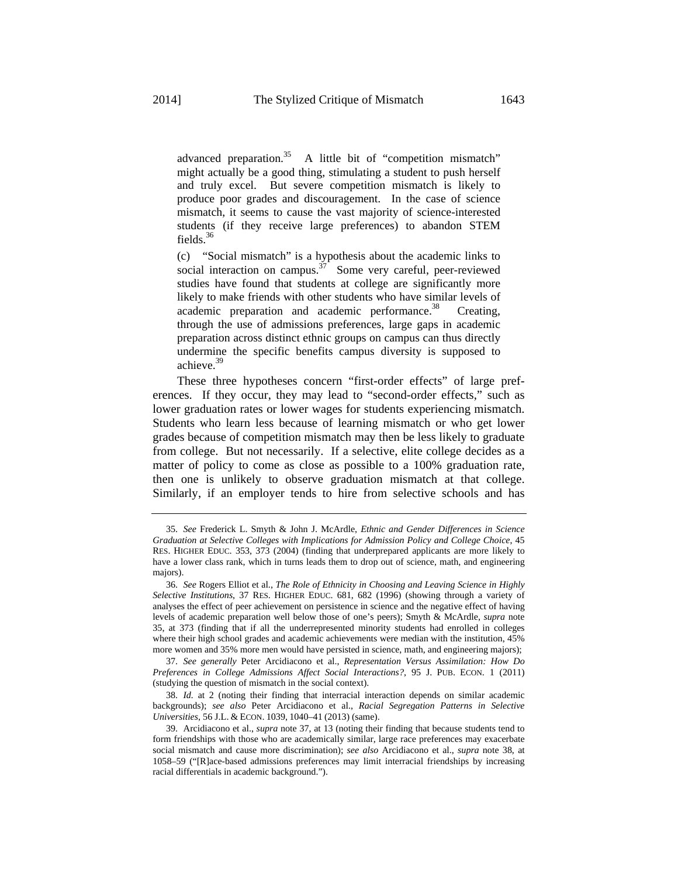advanced preparation.[35] A little bit of "competition mismatch" might actually be a good thing, stimulating a student to push herself and truly excel. But severe competition mismatch is likely to produce poor grades and discouragement. In the case of science mismatch, it seems to cause the vast majority of science-interested students (if they receive large preferences) to abandon STEM fields.[36]

(c) "Social mismatch" is a hypothesis about the academic links to social interaction on campus.[37] Some very careful, peer-reviewed studies have found that students at college are significantly more likely to make friends with other students who have similar levels of academic preparation and academic performance.[38] Creating, through the use of admissions preferences, large gaps in academic preparation across distinct ethnic groups on campus can thus directly undermine the specific benefits campus diversity is supposed to achieve.[39]

These three hypotheses concern "first-order effects" of large preferences. If they occur, they may lead to "second-order effects," such as lower graduation rates or lower wages for students experiencing mismatch. Students who learn less because of learning mismatch or who get lower grades because of competition mismatch may then be less likely to graduate from college. But not necessarily. If a selective, elite college decides as a matter of policy to come as close as possible to a 100% graduation rate, then one is unlikely to observe graduation mismatch at that college. Similarly, if an employer tends to hire from selective schools and has

---

35. *See* Frederick L. Smyth & John J. McArdle, *Ethnic and Gender Differences in Science Graduation at Selective Colleges with Implications for Admission Policy and College Choice*, 45 RES. HIGHER EDUC. 353, 373 (2004) (finding that underprepared applicants are more likely to have a lower class rank, which in turns leads them to drop out of science, math, and engineering majors).

36. *See* Rogers Elliot et al., *The Role of Ethnicity in Choosing and Leaving Science in Highly Selective Institutions*, 37 RES. HIGHER EDUC. 681, 682 (1996) (showing through a variety of analyses the effect of peer achievement on persistence in science and the negative effect of having levels of academic preparation well below those of one's peers); Smyth & McArdle, *supra* note 35, at 373 (finding that if all the underrepresented minority students had enrolled in colleges where their high school grades and academic achievements were median with the institution, 45% more women and 35% more men would have persisted in science, math, and engineering majors);

37. *See generally* Peter Arcidiacono et al., *Representation Versus Assimilation: How Do Preferences in College Admissions Affect Social Interactions?*, 95 J. PUB. ECON. 1 (2011) (studying the question of mismatch in the social context).

38. *Id.* at 2 (noting their finding that interracial interaction depends on similar academic backgrounds); *see also* Peter Arcidiacono et al., *Racial Segregation Patterns in Selective Universities*, 56 J.L. & ECON. 1039, 1040–41 (2013) (same).

39. Arcidiacono et al., *supra* note 37, at 13 (noting their finding that because students tend to form friendships with those who are academically similar, large race preferences may exacerbate social mismatch and cause more discrimination); *see also* Arcidiacono et al., *supra* note 38, at 1058–59 ("[R]ace-based admissions preferences may limit interracial friendships by increasing racial differentials in academic background.").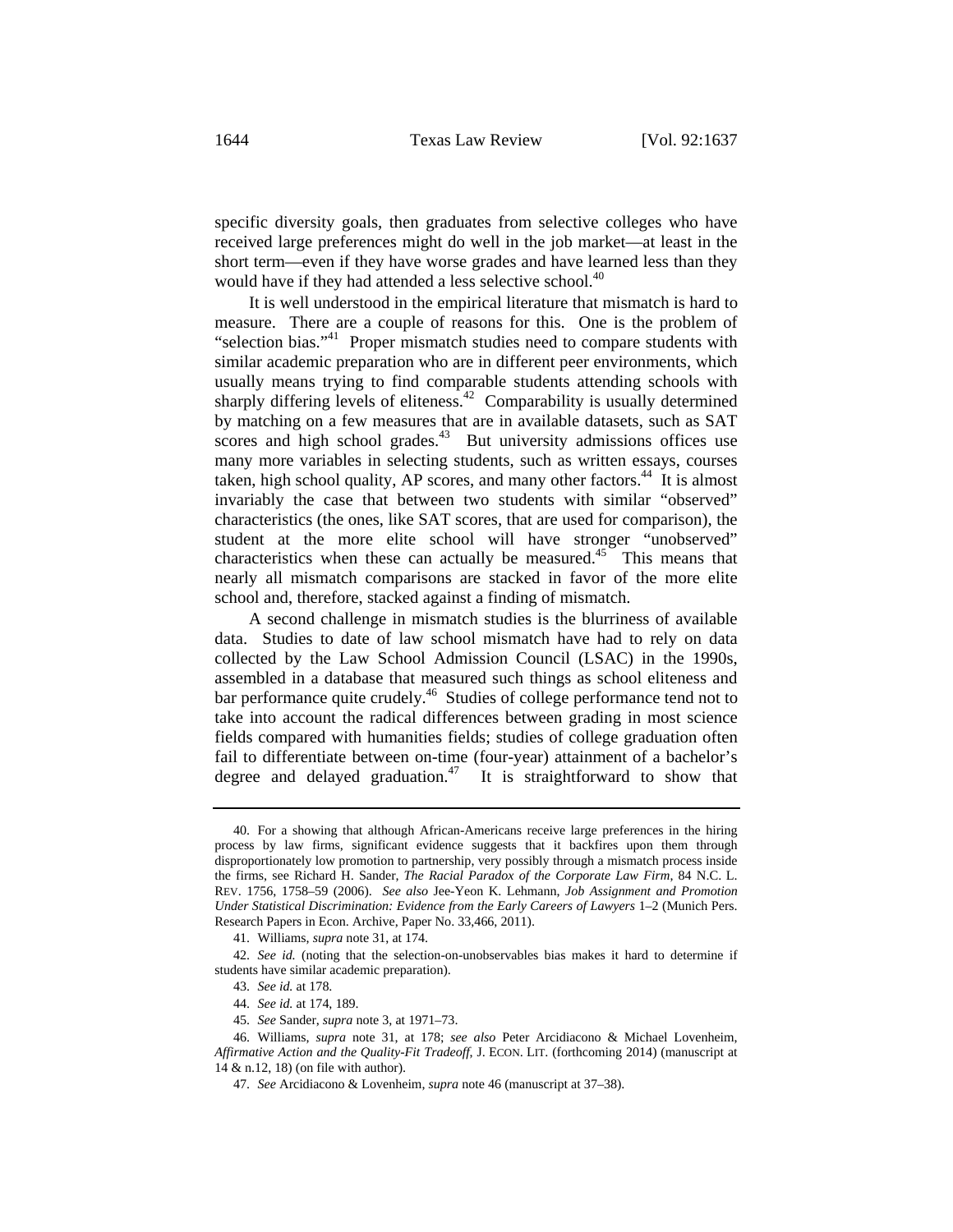specific diversity goals, then graduates from selective colleges who have received large preferences might do well in the job market—at least in the short term—even if they have worse grades and have learned less than they would have if they had attended a less selective school.[40]

It is well understood in the empirical literature that mismatch is hard to measure. There are a couple of reasons for this. One is the problem of "selection bias."[41] Proper mismatch studies need to compare students with similar academic preparation who are in different peer environments, which usually means trying to find comparable students attending schools with sharply differing levels of eliteness.[42] Comparability is usually determined by matching on a few measures that are in available datasets, such as SAT scores and high school grades.[43] But university admissions offices use many more variables in selecting students, such as written essays, courses taken, high school quality, AP scores, and many other factors.[44] It is almost invariably the case that between two students with similar "observed" characteristics (the ones, like SAT scores, that are used for comparison), the student at the more elite school will have stronger "unobserved" characteristics when these can actually be measured.[45] This means that nearly all mismatch comparisons are stacked in favor of the more elite school and, therefore, stacked against a finding of mismatch.

A second challenge in mismatch studies is the blurriness of available data. Studies to date of law school mismatch have had to rely on data collected by the Law School Admission Council (LSAC) in the 1990s, assembled in a database that measured such things as school eliteness and bar performance quite crudely.[46] Studies of college performance tend not to take into account the radical differences between grading in most science fields compared with humanities fields; studies of college graduation often fail to differentiate between on-time (four-year) attainment of a bachelor's degree and delayed graduation.[47] It is straightforward to show that

---

40. For a showing that although African-Americans receive large preferences in the hiring process by law firms, significant evidence suggests that it backfires upon them through disproportionately low promotion to partnership, very possibly through a mismatch process inside the firms, see Richard H. Sander, *The Racial Paradox of the Corporate Law Firm*, 84 N.C. L. REV. 1756, 1758–59 (2006). *See also* Jee-Yeon K. Lehmann, *Job Assignment and Promotion Under Statistical Discrimination: Evidence from the Early Careers of Lawyers* 1–2 (Munich Pers. Research Papers in Econ. Archive, Paper No. 33,466, 2011).

41. Williams, *supra* note 31, at 174.

42. *See id.* (noting that the selection-on-unobservables bias makes it hard to determine if students have similar academic preparation).

43. *See id.* at 178.

44. *See id.* at 174, 189.

45. *See* Sander, *supra* note 3, at 1971–73.

46. Williams, *supra* note 31, at 178; *see also* Peter Arcidiacono & Michael Lovenheim, *Affirmative Action and the Quality-Fit Tradeoff*, J. ECON. LIT. (forthcoming 2014) (manuscript at 14 & n.12, 18) (on file with author).

47. *See* Arcidiacono & Lovenheim, *supra* note 46 (manuscript at 37–38).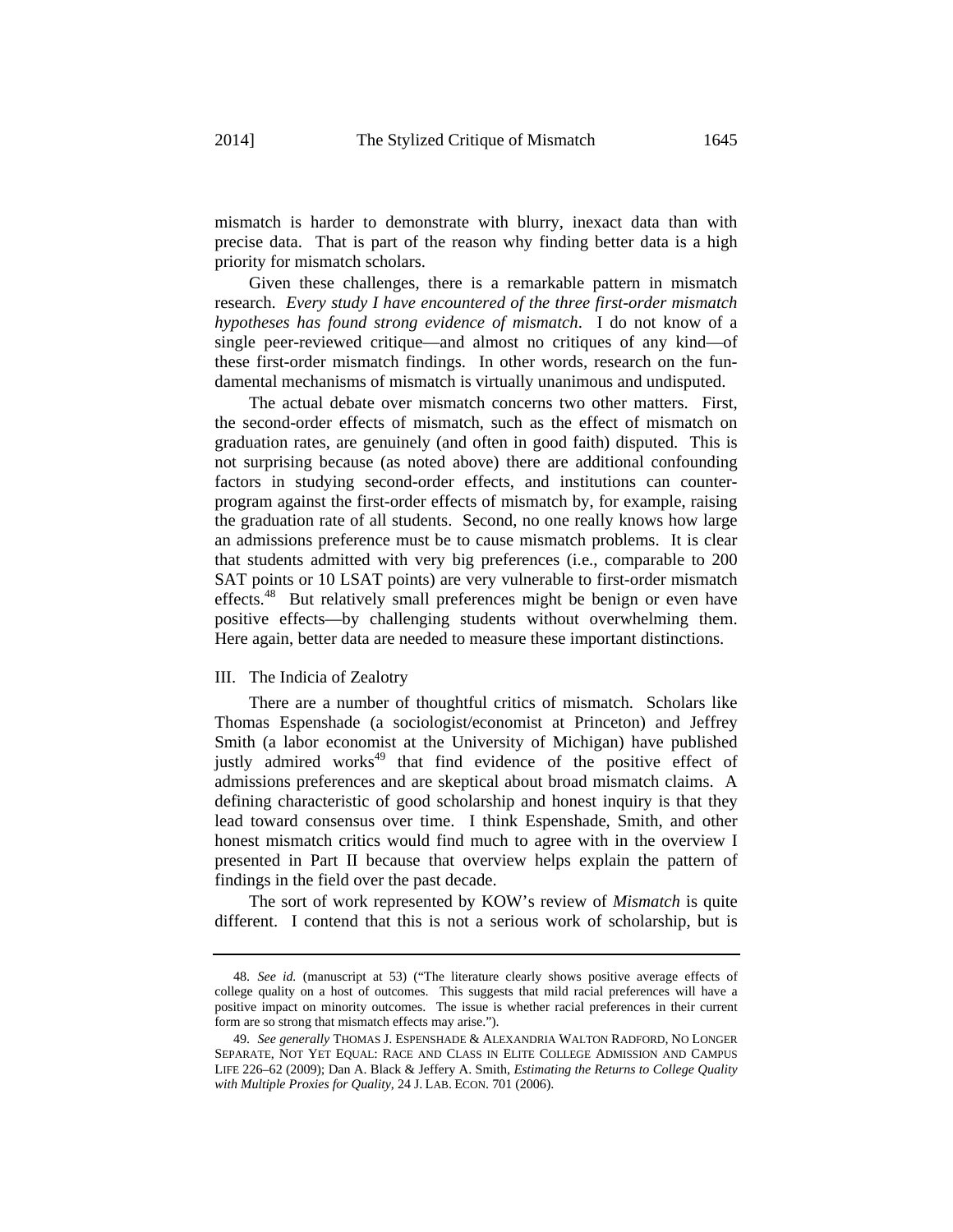mismatch is harder to demonstrate with blurry, inexact data than with precise data. That is part of the reason why finding better data is a high priority for mismatch scholars.

Given these challenges, there is a remarkable pattern in mismatch research. *Every study I have encountered of the three first-order mismatch hypotheses has found strong evidence of mismatch*. I do not know of a single peer-reviewed critique—and almost no critiques of any kind—of these first-order mismatch findings. In other words, research on the fundamental mechanisms of mismatch is virtually unanimous and undisputed.

The actual debate over mismatch concerns two other matters. First, the second-order effects of mismatch, such as the effect of mismatch on graduation rates, are genuinely (and often in good faith) disputed. This is not surprising because (as noted above) there are additional confounding factors in studying second-order effects, and institutions can counter-program against the first-order effects of mismatch by, for example, raising the graduation rate of all students. Second, no one really knows how large an admissions preference must be to cause mismatch problems. It is clear that students admitted with very big preferences (i.e., comparable to 200 SAT points or 10 LSAT points) are very vulnerable to first-order mismatch effects.[48] But relatively small preferences might be benign or even have positive effects—by challenging students without overwhelming them. Here again, better data are needed to measure these important distinctions.

## III. The Indicia of Zealotry

There are a number of thoughtful critics of mismatch. Scholars like Thomas Espenshade (a sociologist/economist at Princeton) and Jeffrey Smith (a labor economist at the University of Michigan) have published justly admired works[49] that find evidence of the positive effect of admissions preferences and are skeptical about broad mismatch claims. A defining characteristic of good scholarship and honest inquiry is that they lead toward consensus over time. I think Espenshade, Smith, and other honest mismatch critics would find much to agree with in the overview I presented in Part II because that overview helps explain the pattern of findings in the field over the past decade.

The sort of work represented by KOW's review of *Mismatch* is quite different. I contend that this is not a serious work of scholarship, but is

---

48. *See id.* (manuscript at 53) ("The literature clearly shows positive average effects of college quality on a host of outcomes. This suggests that mild racial preferences will have a positive impact on minority outcomes. The issue is whether racial preferences in their current form are so strong that mismatch effects may arise.").

49. *See generally* THOMAS J. ESPENSHADE & ALEXANDRIA WALTON RADFORD, NO LONGER SEPARATE, NOT YET EQUAL: RACE AND CLASS IN ELITE COLLEGE ADMISSION AND CAMPUS LIFE 226–62 (2009); Dan A. Black & Jeffery A. Smith, *Estimating the Returns to College Quality with Multiple Proxies for Quality*, 24 J. LAB. ECON. 701 (2006).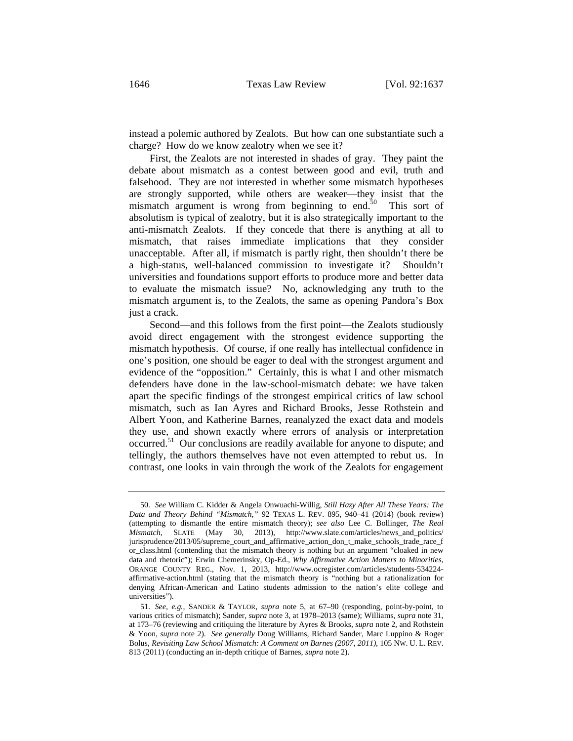instead a polemic authored by Zealots. But how can one substantiate such a charge? How do we know zealotry when we see it?

First, the Zealots are not interested in shades of gray. They paint the debate about mismatch as a contest between good and evil, truth and falsehood. They are not interested in whether some mismatch hypotheses are strongly supported, while others are weaker—they insist that the mismatch argument is wrong from beginning to end.[50] This sort of absolutism is typical of zealotry, but it is also strategically important to the anti-mismatch Zealots. If they concede that there is anything at all to mismatch, that raises immediate implications that they consider unacceptable. After all, if mismatch is partly right, then shouldn't there be a high-status, well-balanced commission to investigate it? Shouldn't universities and foundations support efforts to produce more and better data to evaluate the mismatch issue? No, acknowledging any truth to the mismatch argument is, to the Zealots, the same as opening Pandora's Box just a crack.

Second—and this follows from the first point—the Zealots studiously avoid direct engagement with the strongest evidence supporting the mismatch hypothesis. Of course, if one really has intellectual confidence in one's position, one should be eager to deal with the strongest argument and evidence of the "opposition." Certainly, this is what I and other mismatch defenders have done in the law-school-mismatch debate: we have taken apart the specific findings of the strongest empirical critics of law school mismatch, such as Ian Ayres and Richard Brooks, Jesse Rothstein and Albert Yoon, and Katherine Barnes, reanalyzed the exact data and models they use, and shown exactly where errors of analysis or interpretation occurred.[51] Our conclusions are readily available for anyone to dispute; and tellingly, the authors themselves have not even attempted to rebut us. In contrast, one looks in vain through the work of the Zealots for engagement

---

50. *See* William C. Kidder & Angela Onwuachi-Willig, *Still Hazy After All These Years: The Data and Theory Behind "Mismatch,"* 92 TEXAS L. REV. 895, 940–41 (2014) (book review) (attempting to dismantle the entire mismatch theory); *see also* Lee C. Bollinger, *The Real Mismatch*, SLATE (May 30, 2013), http://www.slate.com/articles/news_and_politics/jurisprudence/2013/05/supreme_court_and_affirmative_action_don_t_make_schools_trade_race_for_class.html (contending that the mismatch theory is nothing but an argument "cloaked in new data and rhetoric"); Erwin Chemerinsky, Op-Ed., *Why Affirmative Action Matters to Minorities*, ORANGE COUNTY REG., Nov. 1, 2013, http://www.ocregister.com/articles/students-534224-affirmative-action.html (stating that the mismatch theory is "nothing but a rationalization for denying African-American and Latino students admission to the nation's elite college and universities").

51. *See, e.g.*, SANDER & TAYLOR, *supra* note 5, at 67–90 (responding, point-by-point, to various critics of mismatch); Sander, *supra* note 3, at 1978–2013 (same); Williams, *supra* note 31, at 173–76 (reviewing and critiquing the literature by Ayres & Brooks, *supra* note 2, and Rothstein & Yoon, *supra* note 2). *See generally* Doug Williams, Richard Sander, Marc Luppino & Roger Bolus, *Revisiting Law School Mismatch: A Comment on Barnes (2007, 2011)*, 105 NW. U. L. REV. 813 (2011) (conducting an in-depth critique of Barnes, *supra* note 2).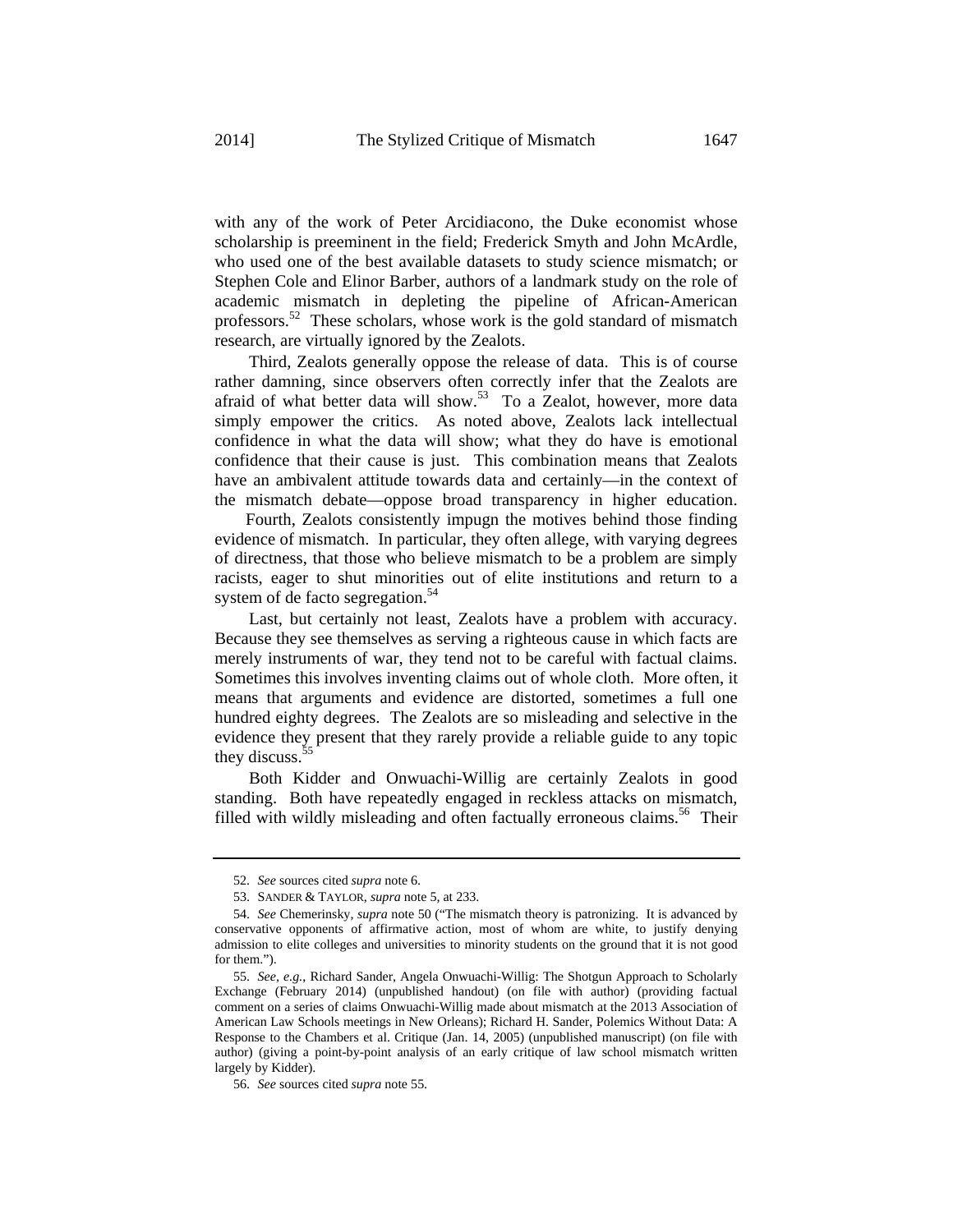with any of the work of Peter Arcidiacono, the Duke economist whose scholarship is preeminent in the field; Frederick Smyth and John McArdle, who used one of the best available datasets to study science mismatch; or Stephen Cole and Elinor Barber, authors of a landmark study on the role of academic mismatch in depleting the pipeline of African-American professors.[52] These scholars, whose work is the gold standard of mismatch research, are virtually ignored by the Zealots.

Third, Zealots generally oppose the release of data. This is of course rather damning, since observers often correctly infer that the Zealots are afraid of what better data will show.[53] To a Zealot, however, more data simply empower the critics. As noted above, Zealots lack intellectual confidence in what the data will show; what they do have is emotional confidence that their cause is just. This combination means that Zealots have an ambivalent attitude towards data and certainly—in the context of the mismatch debate—oppose broad transparency in higher education.

Fourth, Zealots consistently impugn the motives behind those finding evidence of mismatch. In particular, they often allege, with varying degrees of directness, that those who believe mismatch to be a problem are simply racists, eager to shut minorities out of elite institutions and return to a system of de facto segregation.[54]

Last, but certainly not least, Zealots have a problem with accuracy. Because they see themselves as serving a righteous cause in which facts are merely instruments of war, they tend not to be careful with factual claims. Sometimes this involves inventing claims out of whole cloth. More often, it means that arguments and evidence are distorted, sometimes a full one hundred eighty degrees. The Zealots are so misleading and selective in the evidence they present that they rarely provide a reliable guide to any topic they discuss.[55]

Both Kidder and Onwuachi-Willig are certainly Zealots in good standing. Both have repeatedly engaged in reckless attacks on mismatch, filled with wildly misleading and often factually erroneous claims.[56] Their

---

52. *See* sources cited *supra* note 6.

53. SANDER & TAYLOR, *supra* note 5, at 233.

54. *See* Chemerinsky, *supra* note 50 ("The mismatch theory is patronizing. It is advanced by conservative opponents of affirmative action, most of whom are white, to justify denying admission to elite colleges and universities to minority students on the ground that it is not good for them.").

55. *See, e.g.*, Richard Sander, Angela Onwuachi-Willig: The Shotgun Approach to Scholarly Exchange (February 2014) (unpublished handout) (on file with author) (providing factual comment on a series of claims Onwuachi-Willig made about mismatch at the 2013 Association of American Law Schools meetings in New Orleans); Richard H. Sander, Polemics Without Data: A Response to the Chambers et al. Critique (Jan. 14, 2005) (unpublished manuscript) (on file with author) (giving a point-by-point analysis of an early critique of law school mismatch written largely by Kidder).

56. *See* sources cited *supra* note 55.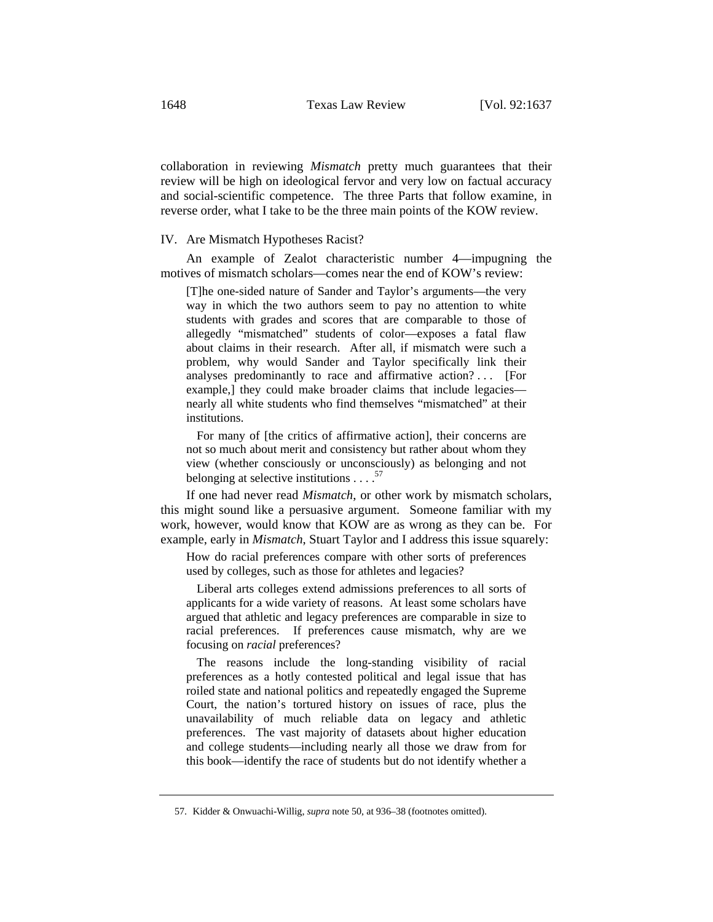collaboration in reviewing *Mismatch* pretty much guarantees that their review will be high on ideological fervor and very low on factual accuracy and social-scientific competence. The three Parts that follow examine, in reverse order, what I take to be the three main points of the KOW review.

## IV. Are Mismatch Hypotheses Racist?

An example of Zealot characteristic number 4—impugning the motives of mismatch scholars—comes near the end of KOW's review:

> [T]he one-sided nature of Sander and Taylor's arguments—the very way in which the two authors seem to pay no attention to white students with grades and scores that are comparable to those of allegedly "mismatched" students of color—exposes a fatal flaw about claims in their research. After all, if mismatch were such a problem, why would Sander and Taylor specifically link their analyses predominantly to race and affirmative action? . . . [For example,] they could make broader claims that include legacies—nearly all white students who find themselves "mismatched" at their institutions.
>
> For many of [the critics of affirmative action], their concerns are not so much about merit and consistency but rather about whom they view (whether consciously or unconsciously) as belonging and not belonging at selective institutions . . . .[57]

If one had never read *Mismatch*, or other work by mismatch scholars, this might sound like a persuasive argument. Someone familiar with my work, however, would know that KOW are as wrong as they can be. For example, early in *Mismatch*, Stuart Taylor and I address this issue squarely:

> How do racial preferences compare with other sorts of preferences used by colleges, such as those for athletes and legacies?
>
> Liberal arts colleges extend admissions preferences to all sorts of applicants for a wide variety of reasons. At least some scholars have argued that athletic and legacy preferences are comparable in size to racial preferences. If preferences cause mismatch, why are we focusing on *racial* preferences?
>
> The reasons include the long-standing visibility of racial preferences as a hotly contested political and legal issue that has roiled state and national politics and repeatedly engaged the Supreme Court, the nation's tortured history on issues of race, plus the unavailability of much reliable data on legacy and athletic preferences. The vast majority of datasets about higher education and college students—including nearly all those we draw from for this book—identify the race of students but do not identify whether a

---

57. Kidder & Onwuachi-Willig, *supra* note 50, at 936–38 (footnotes omitted).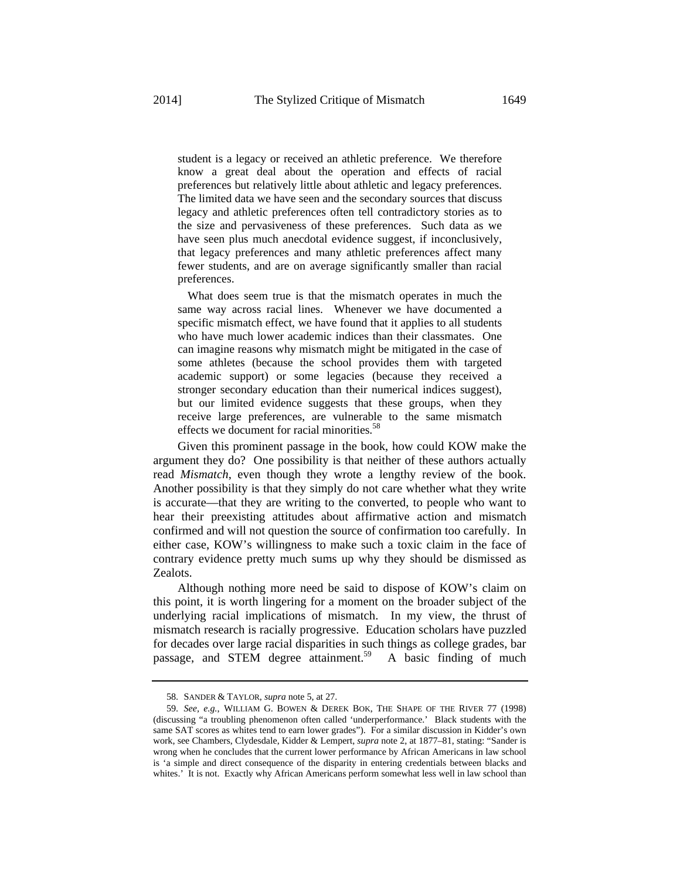> student is a legacy or received an athletic preference. We therefore know a great deal about the operation and effects of racial preferences but relatively little about athletic and legacy preferences. The limited data we have seen and the secondary sources that discuss legacy and athletic preferences often tell contradictory stories as to the size and pervasiveness of these preferences. Such data as we have seen plus much anecdotal evidence suggest, if inconclusively, that legacy preferences and many athletic preferences affect many fewer students, and are on average significantly smaller than racial preferences.
>
> What does seem true is that the mismatch operates in much the same way across racial lines. Whenever we have documented a specific mismatch effect, we have found that it applies to all students who have much lower academic indices than their classmates. One can imagine reasons why mismatch might be mitigated in the case of some athletes (because the school provides them with targeted academic support) or some legacies (because they received a stronger secondary education than their numerical indices suggest), but our limited evidence suggests that these groups, when they receive large preferences, are vulnerable to the same mismatch effects we document for racial minorities.[58]

Given this prominent passage in the book, how could KOW make the argument they do? One possibility is that neither of these authors actually read *Mismatch*, even though they wrote a lengthy review of the book. Another possibility is that they simply do not care whether what they write is accurate—that they are writing to the converted, to people who want to hear their preexisting attitudes about affirmative action and mismatch confirmed and will not question the source of confirmation too carefully. In either case, KOW's willingness to make such a toxic claim in the face of contrary evidence pretty much sums up why they should be dismissed as Zealots.

Although nothing more need be said to dispose of KOW's claim on this point, it is worth lingering for a moment on the broader subject of the underlying racial implications of mismatch. In my view, the thrust of mismatch research is racially progressive. Education scholars have puzzled for decades over large racial disparities in such things as college grades, bar passage, and STEM degree attainment.[59] A basic finding of much

---

58. SANDER & TAYLOR, *supra* note 5, at 27.

59. *See, e.g.*, WILLIAM G. BOWEN & DEREK BOK, THE SHAPE OF THE RIVER 77 (1998) (discussing "a troubling phenomenon often called 'underperformance.' Black students with the same SAT scores as whites tend to earn lower grades"). For a similar discussion in Kidder's own work, see Chambers, Clydesdale, Kidder & Lempert, *supra* note 2, at 1877–81, stating: "Sander is wrong when he concludes that the current lower performance by African Americans in law school is 'a simple and direct consequence of the disparity in entering credentials between blacks and whites.' It is not. Exactly why African Americans perform somewhat less well in law school than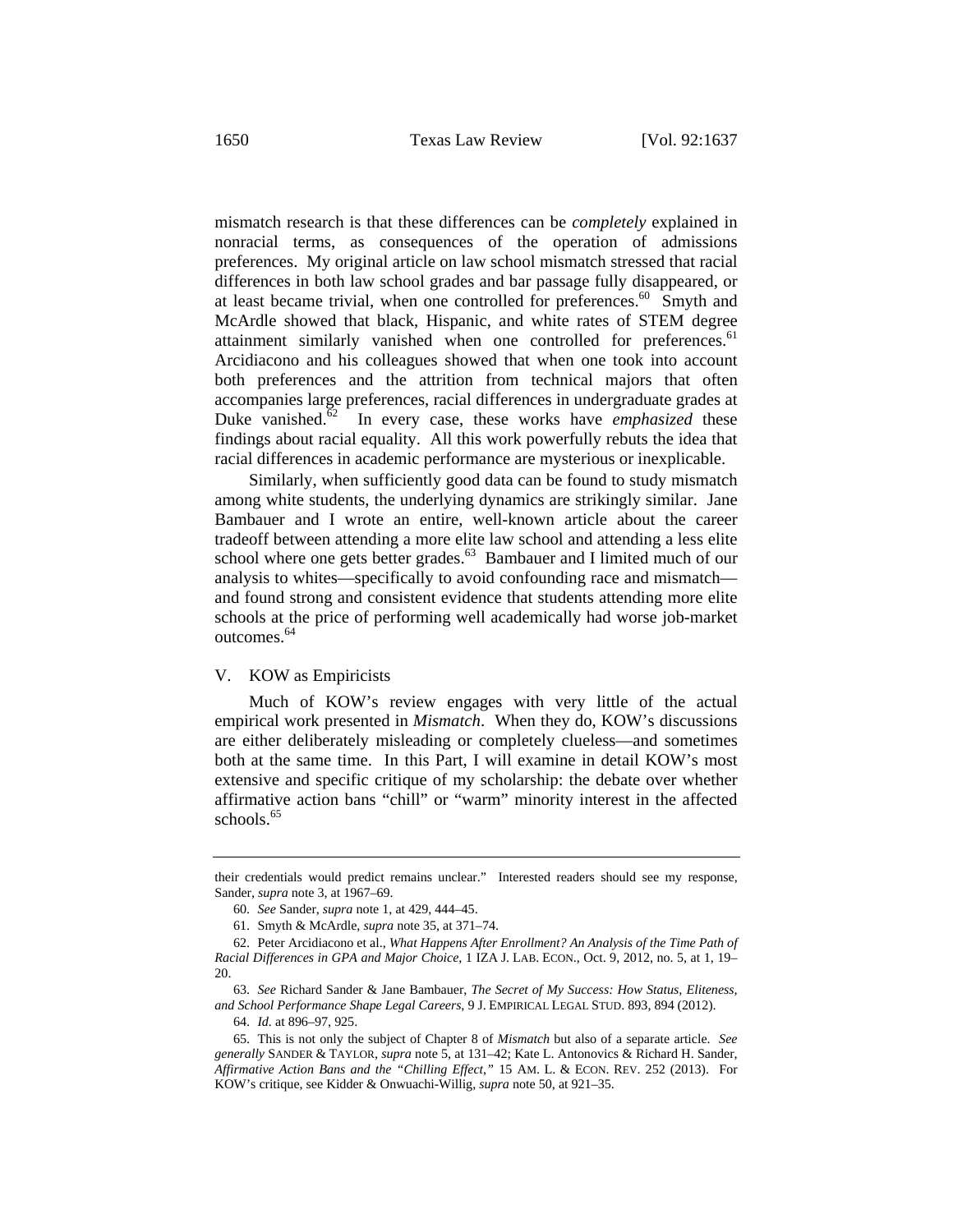mismatch research is that these differences can be *completely* explained in nonracial terms, as consequences of the operation of admissions preferences. My original article on law school mismatch stressed that racial differences in both law school grades and bar passage fully disappeared, or at least became trivial, when one controlled for preferences.[60] Smyth and McArdle showed that black, Hispanic, and white rates of STEM degree attainment similarly vanished when one controlled for preferences.[61] Arcidiacono and his colleagues showed that when one took into account both preferences and the attrition from technical majors that often accompanies large preferences, racial differences in undergraduate grades at Duke vanished.[62] In every case, these works have *emphasized* these findings about racial equality. All this work powerfully rebuts the idea that racial differences in academic performance are mysterious or inexplicable.

Similarly, when sufficiently good data can be found to study mismatch among white students, the underlying dynamics are strikingly similar. Jane Bambauer and I wrote an entire, well-known article about the career tradeoff between attending a more elite law school and attending a less elite school where one gets better grades.[63] Bambauer and I limited much of our analysis to whites—specifically to avoid confounding race and mismatch—and found strong and consistent evidence that students attending more elite schools at the price of performing well academically had worse job-market outcomes.[64]

## V. KOW as Empiricists

Much of KOW's review engages with very little of the actual empirical work presented in *Mismatch*. When they do, KOW's discussions are either deliberately misleading or completely clueless—and sometimes both at the same time. In this Part, I will examine in detail KOW's most extensive and specific critique of my scholarship: the debate over whether affirmative action bans "chill" or "warm" minority interest in the affected schools.[65]

---

their credentials would predict remains unclear." Interested readers should see my response, Sander, *supra* note 3, at 1967–69.

60. *See* Sander, *supra* note 1, at 429, 444–45.

61. Smyth & McArdle, *supra* note 35, at 371–74.

62. Peter Arcidiacono et al., *What Happens After Enrollment? An Analysis of the Time Path of Racial Differences in GPA and Major Choice*, 1 IZA J. LAB. ECON., Oct. 9, 2012, no. 5, at 1, 19–20.

63. *See* Richard Sander & Jane Bambauer, *The Secret of My Success: How Status, Eliteness, and School Performance Shape Legal Careers*, 9 J. EMPIRICAL LEGAL STUD. 893, 894 (2012).

64. *Id.* at 896–97, 925.

65. This is not only the subject of Chapter 8 of *Mismatch* but also of a separate article. *See generally* SANDER & TAYLOR, *supra* note 5, at 131–42; Kate L. Antonovics & Richard H. Sander, *Affirmative Action Bans and the "Chilling Effect,"* 15 AM. L. & ECON. REV. 252 (2013). For KOW's critique, see Kidder & Onwuachi-Willig, *supra* note 50, at 921–35.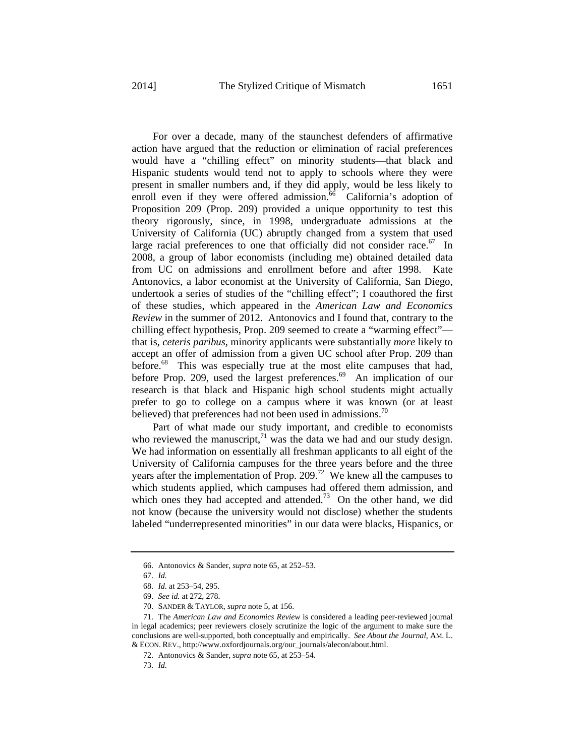For over a decade, many of the staunchest defenders of affirmative action have argued that the reduction or elimination of racial preferences would have a "chilling effect" on minority students—that black and Hispanic students would tend not to apply to schools where they were present in smaller numbers and, if they did apply, would be less likely to enroll even if they were offered admission.[66] California's adoption of Proposition 209 (Prop. 209) provided a unique opportunity to test this theory rigorously, since, in 1998, undergraduate admissions at the University of California (UC) abruptly changed from a system that used large racial preferences to one that officially did not consider race.[67] In 2008, a group of labor economists (including me) obtained detailed data from UC on admissions and enrollment before and after 1998. Kate Antonovics, a labor economist at the University of California, San Diego, undertook a series of studies of the "chilling effect"; I coauthored the first of these studies, which appeared in the *American Law and Economics Review* in the summer of 2012. Antonovics and I found that, contrary to the chilling effect hypothesis, Prop. 209 seemed to create a "warming effect"—that is, *ceteris paribus*, minority applicants were substantially *more* likely to accept an offer of admission from a given UC school after Prop. 209 than before.[68] This was especially true at the most elite campuses that had, before Prop. 209, used the largest preferences.[69] An implication of our research is that black and Hispanic high school students might actually prefer to go to college on a campus where it was known (or at least believed) that preferences had not been used in admissions.[70]

Part of what made our study important, and credible to economists who reviewed the manuscript,[71] was the data we had and our study design. We had information on essentially all freshman applicants to all eight of the University of California campuses for the three years before and the three years after the implementation of Prop. 209.[72] We knew all the campuses to which students applied, which campuses had offered them admission, and which ones they had accepted and attended.[73] On the other hand, we did not know (because the university would not disclose) whether the students labeled "underrepresented minorities" in our data were blacks, Hispanics, or

---

66. Antonovics & Sander, *supra* note 65, at 252–53.

67. *Id.*

68. *Id.* at 253–54, 295.

69. *See id.* at 272, 278.

70. SANDER & TAYLOR, *supra* note 5, at 156.

71. The *American Law and Economics Review* is considered a leading peer-reviewed journal in legal academics; peer reviewers closely scrutinize the logic of the argument to make sure the conclusions are well-supported, both conceptually and empirically. *See About the Journal*, AM. L. & ECON. REV., http://www.oxfordjournals.org/our_journals/alecon/about.html.

72. Antonovics & Sander, *supra* note 65, at 253–54.

73. *Id.*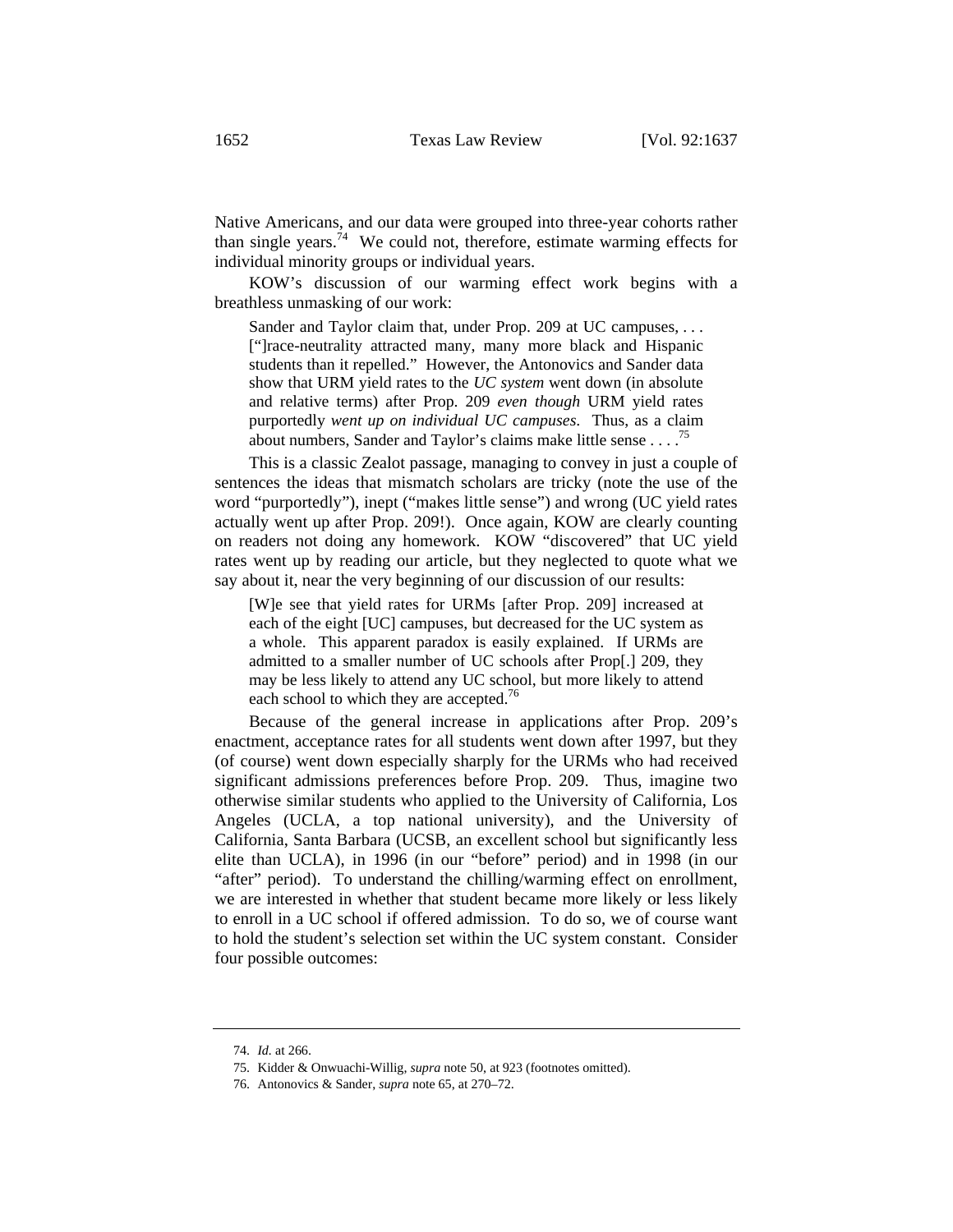Native Americans, and our data were grouped into three-year cohorts rather than single years.[74] We could not, therefore, estimate warming effects for individual minority groups or individual years.

KOW's discussion of our warming effect work begins with a breathless unmasking of our work:

> Sander and Taylor claim that, under Prop. 209 at UC campuses, . . . ["]race-neutrality attracted many, many more black and Hispanic students than it repelled." However, the Antonovics and Sander data show that URM yield rates to the *UC system* went down (in absolute and relative terms) after Prop. 209 *even though* URM yield rates purportedly *went up on individual UC campuses*. Thus, as a claim about numbers, Sander and Taylor's claims make little sense . . . .[75]

This is a classic Zealot passage, managing to convey in just a couple of sentences the ideas that mismatch scholars are tricky (note the use of the word "purportedly"), inept ("makes little sense") and wrong (UC yield rates actually went up after Prop. 209!). Once again, KOW are clearly counting on readers not doing any homework. KOW "discovered" that UC yield rates went up by reading our article, but they neglected to quote what we say about it, near the very beginning of our discussion of our results:

> [W]e see that yield rates for URMs [after Prop. 209] increased at each of the eight [UC] campuses, but decreased for the UC system as a whole. This apparent paradox is easily explained. If URMs are admitted to a smaller number of UC schools after Prop[.] 209, they may be less likely to attend any UC school, but more likely to attend each school to which they are accepted.[76]

Because of the general increase in applications after Prop. 209's enactment, acceptance rates for all students went down after 1997, but they (of course) went down especially sharply for the URMs who had received significant admissions preferences before Prop. 209. Thus, imagine two otherwise similar students who applied to the University of California, Los Angeles (UCLA, a top national university), and the University of California, Santa Barbara (UCSB, an excellent school but significantly less elite than UCLA), in 1996 (in our "before" period) and in 1998 (in our "after" period). To understand the chilling/warming effect on enrollment, we are interested in whether that student became more likely or less likely to enroll in a UC school if offered admission. To do so, we of course want to hold the student's selection set within the UC system constant. Consider four possible outcomes:

---

74. *Id.* at 266.

75. Kidder & Onwuachi-Willig, *supra* note 50, at 923 (footnotes omitted).

76. Antonovics & Sander, *supra* note 65, at 270–72.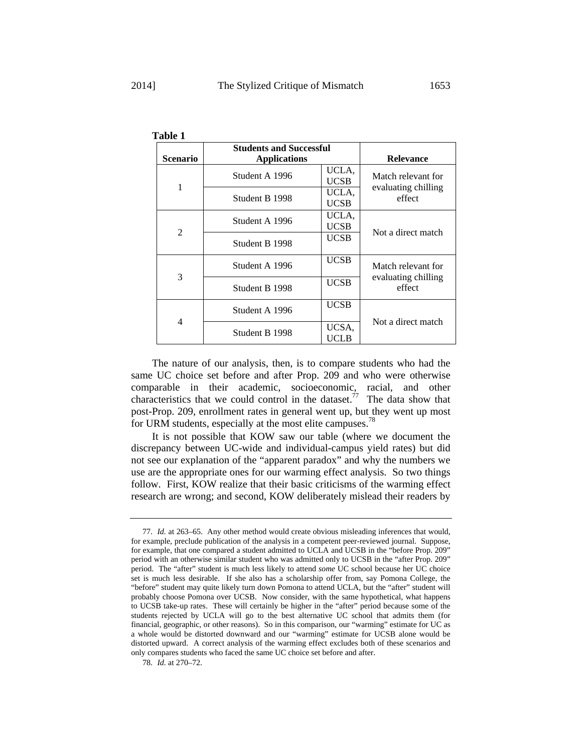**Table 1**

| Scenario | Students and Successful Applications | | Relevance |
|---|---|---|---|
| 1 | Student A 1996 | UCLA, UCSB | Match relevant for evaluating chilling effect |
| | Student B 1998 | UCLA, UCSB | |
| 2 | Student A 1996 | UCLA, UCSB | Not a direct match |
| | Student B 1998 | UCSB | |
| 3 | Student A 1996 | UCSB | Match relevant for evaluating chilling effect |
| | Student B 1998 | UCSB | |
| 4 | Student A 1996 | UCSB | Not a direct match |
| | Student B 1998 | UCSA, UCLB | |

The nature of our analysis, then, is to compare students who had the same UC choice set before and after Prop. 209 and who were otherwise comparable in their academic, socioeconomic, racial, and other characteristics that we could control in the dataset.[77] The data show that post-Prop. 209, enrollment rates in general went up, but they went up most for URM students, especially at the most elite campuses.[78]

It is not possible that KOW saw our table (where we document the discrepancy between UC-wide and individual-campus yield rates) but did not see our explanation of the "apparent paradox" and why the numbers we use are the appropriate ones for our warming effect analysis. So two things follow. First, KOW realize that their basic criticisms of the warming effect research are wrong; and second, KOW deliberately mislead their readers by

---

77. *Id.* at 263–65. Any other method would create obvious misleading inferences that would, for example, preclude publication of the analysis in a competent peer-reviewed journal. Suppose, for example, that one compared a student admitted to UCLA and UCSB in the "before Prop. 209" period with an otherwise similar student who was admitted only to UCSB in the "after Prop. 209" period. The "after" student is much less likely to attend *some* UC school because her UC choice set is much less desirable. If she also has a scholarship offer from, say Pomona College, the "before" student may quite likely turn down Pomona to attend UCLA, but the "after" student will probably choose Pomona over UCSB. Now consider, with the same hypothetical, what happens to UCSB take-up rates. These will certainly be higher in the "after" period because some of the students rejected by UCLA will go to the best alternative UC school that admits them (for financial, geographic, or other reasons). So in this comparison, our "warming" estimate for UC as a whole would be distorted downward and our "warming" estimate for UCSB alone would be distorted upward. A correct analysis of the warming effect excludes both of these scenarios and only compares students who faced the same UC choice set before and after.

78. *Id.* at 270–72.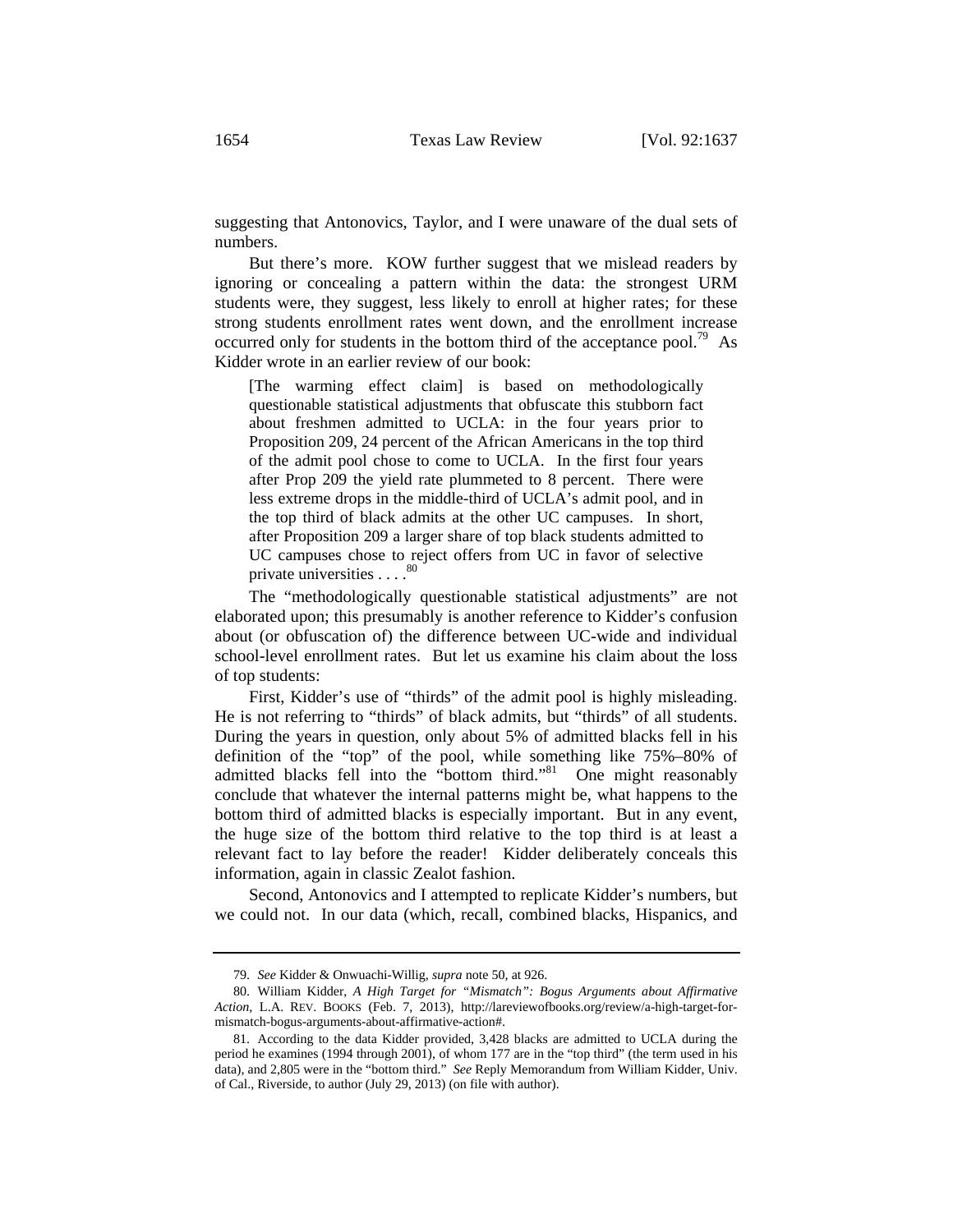suggesting that Antonovics, Taylor, and I were unaware of the dual sets of numbers.

But there's more. KOW further suggest that we mislead readers by ignoring or concealing a pattern within the data: the strongest URM students were, they suggest, less likely to enroll at higher rates; for these strong students enrollment rates went down, and the enrollment increase occurred only for students in the bottom third of the acceptance pool.[79] As Kidder wrote in an earlier review of our book:

> [The warming effect claim] is based on methodologically questionable statistical adjustments that obfuscate this stubborn fact about freshmen admitted to UCLA: in the four years prior to Proposition 209, 24 percent of the African Americans in the top third of the admit pool chose to come to UCLA. In the first four years after Prop 209 the yield rate plummeted to 8 percent. There were less extreme drops in the middle-third of UCLA's admit pool, and in the top third of black admits at the other UC campuses. In short, after Proposition 209 a larger share of top black students admitted to UC campuses chose to reject offers from UC in favor of selective private universities . . . .[80]

The "methodologically questionable statistical adjustments" are not elaborated upon; this presumably is another reference to Kidder's confusion about (or obfuscation of) the difference between UC-wide and individual school-level enrollment rates. But let us examine his claim about the loss of top students:

First, Kidder's use of "thirds" of the admit pool is highly misleading. He is not referring to "thirds" of black admits, but "thirds" of all students. During the years in question, only about 5% of admitted blacks fell in his definition of the "top" of the pool, while something like 75%–80% of admitted blacks fell into the "bottom third."[81] One might reasonably conclude that whatever the internal patterns might be, what happens to the bottom third of admitted blacks is especially important. But in any event, the huge size of the bottom third relative to the top third is at least a relevant fact to lay before the reader! Kidder deliberately conceals this information, again in classic Zealot fashion.

Second, Antonovics and I attempted to replicate Kidder's numbers, but we could not. In our data (which, recall, combined blacks, Hispanics, and

---

79. *See* Kidder & Onwuachi-Willig, *supra* note 50, at 926.

80. William Kidder, *A High Target for "Mismatch": Bogus Arguments about Affirmative Action*, L.A. REV. BOOKS (Feb. 7, 2013), http://lareviewofbooks.org/review/a-high-target-for-mismatch-bogus-arguments-about-affirmative-action#.

81. According to the data Kidder provided, 3,428 blacks are admitted to UCLA during the period he examines (1994 through 2001), of whom 177 are in the "top third" (the term used in his data), and 2,805 were in the "bottom third." *See* Reply Memorandum from William Kidder, Univ. of Cal., Riverside, to author (July 29, 2013) (on file with author).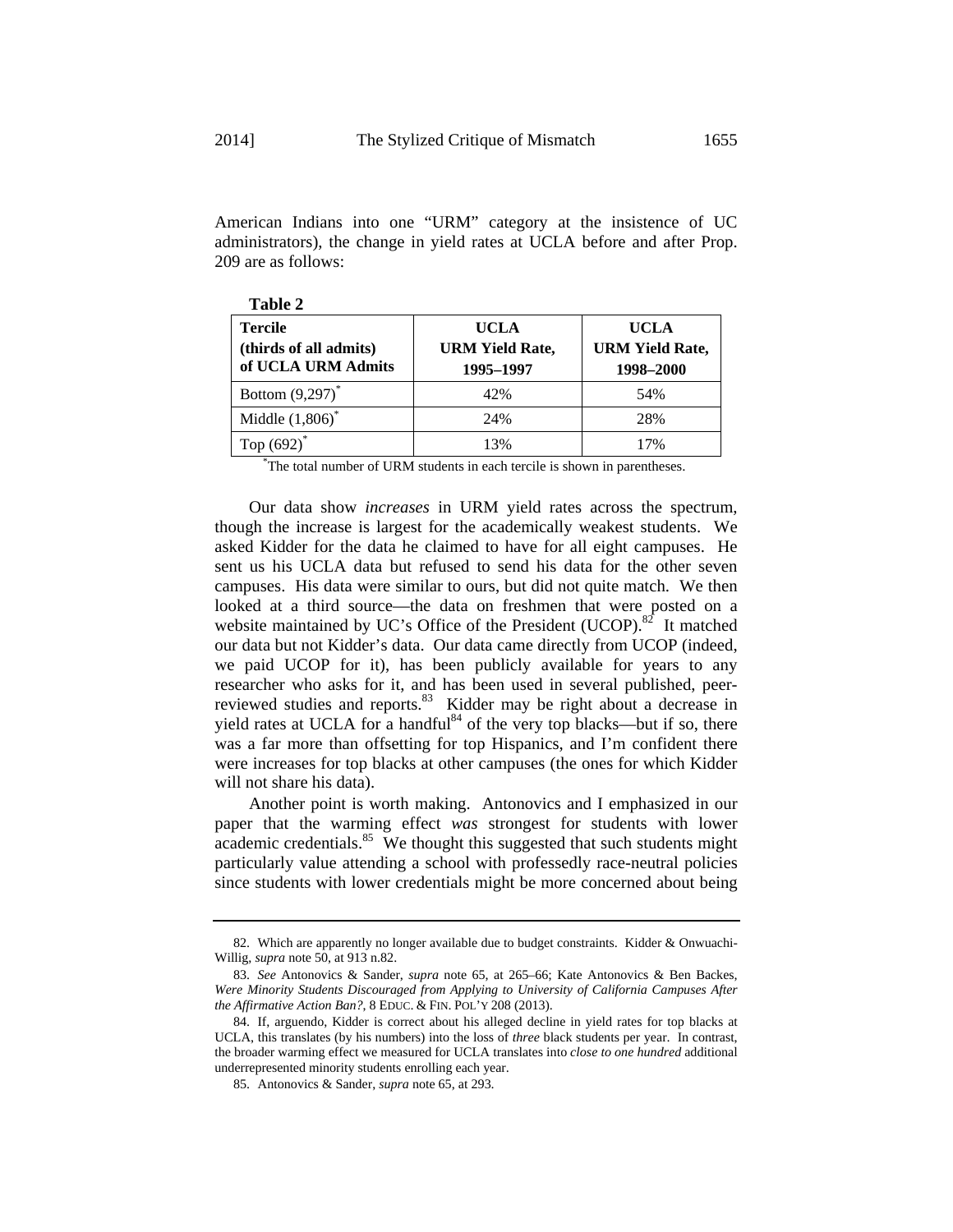American Indians into one "URM" category at the insistence of UC administrators), the change in yield rates at UCLA before and after Prop. 209 are as follows:

**Table 2**

| **Tercile (thirds of all admits) of UCLA URM Admits** | **UCLA URM Yield Rate, 1995–1997** | **UCLA URM Yield Rate, 1998–2000** |
|---|---|---|
| Bottom (9,297)* | 42% | 54% |
| Middle (1,806)* | 24% | 28% |
| Top (692)* | 13% | 17% |

*The total number of URM students in each tercile is shown in parentheses.

Our data show *increases* in URM yield rates across the spectrum, though the increase is largest for the academically weakest students. We asked Kidder for the data he claimed to have for all eight campuses. He sent us his UCLA data but refused to send his data for the other seven campuses. His data were similar to ours, but did not quite match. We then looked at a third source—the data on freshmen that were posted on a website maintained by UC's Office of the President (UCOP).[82] It matched our data but not Kidder's data. Our data came directly from UCOP (indeed, we paid UCOP for it), has been publicly available for years to any researcher who asks for it, and has been used in several published, peer-reviewed studies and reports.[83] Kidder may be right about a decrease in yield rates at UCLA for a handful[84] of the very top blacks—but if so, there was a far more than offsetting for top Hispanics, and I'm confident there were increases for top blacks at other campuses (the ones for which Kidder will not share his data).

Another point is worth making. Antonovics and I emphasized in our paper that the warming effect *was* strongest for students with lower academic credentials.[85] We thought this suggested that such students might particularly value attending a school with professedly race-neutral policies since students with lower credentials might be more concerned about being

---

82. Which are apparently no longer available due to budget constraints. Kidder & Onwuachi-Willig, *supra* note 50, at 913 n.82.

83. *See* Antonovics & Sander, *supra* note 65, at 265–66; Kate Antonovics & Ben Backes, *Were Minority Students Discouraged from Applying to University of California Campuses After the Affirmative Action Ban?*, 8 EDUC. & FIN. POL'Y 208 (2013).

84. If, arguendo, Kidder is correct about his alleged decline in yield rates for top blacks at UCLA, this translates (by his numbers) into the loss of *three* black students per year. In contrast, the broader warming effect we measured for UCLA translates into *close to one hundred* additional underrepresented minority students enrolling each year.

85. Antonovics & Sander, *supra* note 65, at 293.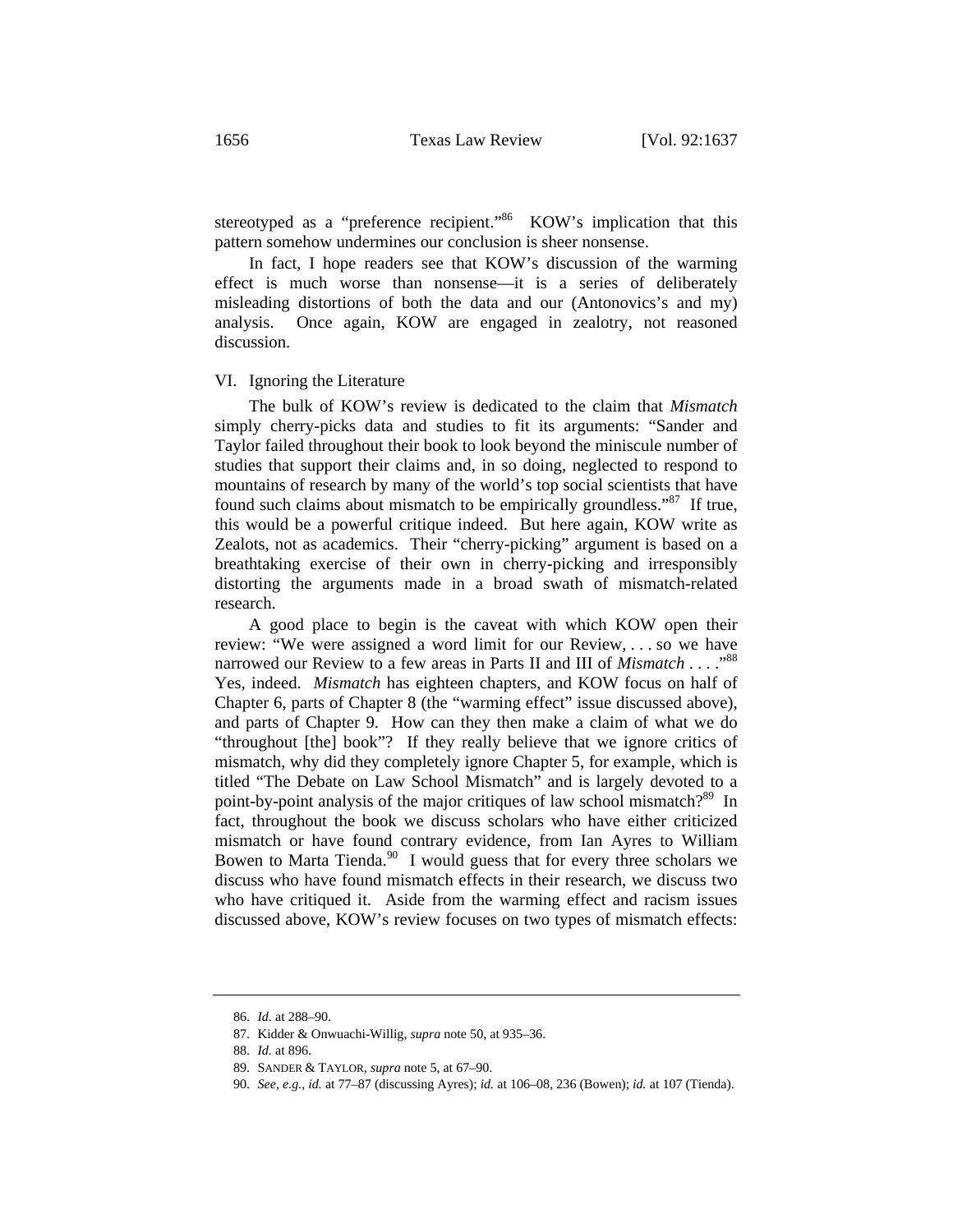stereotyped as a "preference recipient."[86] KOW's implication that this pattern somehow undermines our conclusion is sheer nonsense.

In fact, I hope readers see that KOW's discussion of the warming effect is much worse than nonsense—it is a series of deliberately misleading distortions of both the data and our (Antonovics's and my) analysis. Once again, KOW are engaged in zealotry, not reasoned discussion.

## VI. Ignoring the Literature

The bulk of KOW's review is dedicated to the claim that *Mismatch* simply cherry-picks data and studies to fit its arguments: "Sander and Taylor failed throughout their book to look beyond the miniscule number of studies that support their claims and, in so doing, neglected to respond to mountains of research by many of the world's top social scientists that have found such claims about mismatch to be empirically groundless."[87] If true, this would be a powerful critique indeed. But here again, KOW write as Zealots, not as academics. Their "cherry-picking" argument is based on a breathtaking exercise of their own in cherry-picking and irresponsibly distorting the arguments made in a broad swath of mismatch-related research.

A good place to begin is the caveat with which KOW open their review: "We were assigned a word limit for our Review, . . . so we have narrowed our Review to a few areas in Parts II and III of *Mismatch* . . . ."[88] Yes, indeed. *Mismatch* has eighteen chapters, and KOW focus on half of Chapter 6, parts of Chapter 8 (the "warming effect" issue discussed above), and parts of Chapter 9. How can they then make a claim of what we do "throughout [the] book"? If they really believe that we ignore critics of mismatch, why did they completely ignore Chapter 5, for example, which is titled "The Debate on Law School Mismatch" and is largely devoted to a point-by-point analysis of the major critiques of law school mismatch?[89] In fact, throughout the book we discuss scholars who have either criticized mismatch or have found contrary evidence, from Ian Ayres to William Bowen to Marta Tienda.[90] I would guess that for every three scholars we discuss who have found mismatch effects in their research, we discuss two who have critiqued it. Aside from the warming effect and racism issues discussed above, KOW's review focuses on two types of mismatch effects:

---

86. *Id.* at 288–90.

87. Kidder & Onwuachi-Willig, *supra* note 50, at 935–36.

88. *Id.* at 896.

89. SANDER & TAYLOR, *supra* note 5, at 67–90.

90. *See, e.g.*, *id.* at 77–87 (discussing Ayres); *id.* at 106–08, 236 (Bowen); *id.* at 107 (Tienda).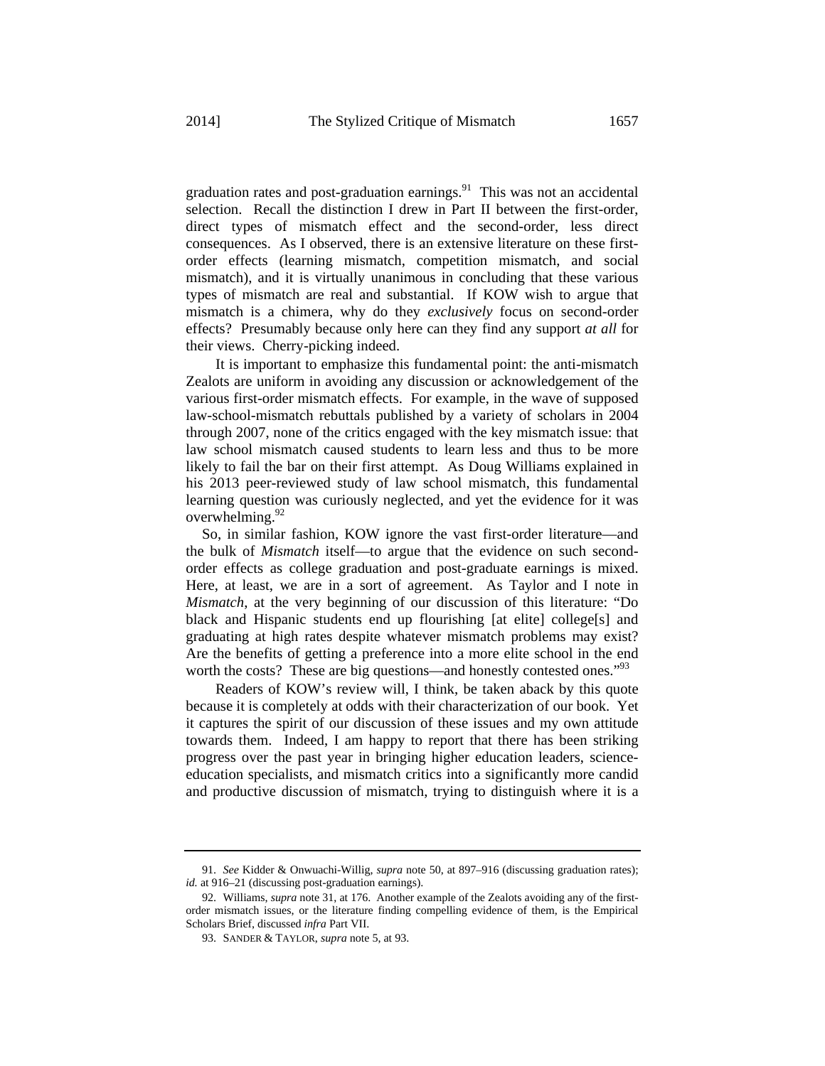graduation rates and post-graduation earnings.[91] This was not an accidental selection. Recall the distinction I drew in Part II between the first-order, direct types of mismatch effect and the second-order, less direct consequences. As I observed, there is an extensive literature on these first-order effects (learning mismatch, competition mismatch, and social mismatch), and it is virtually unanimous in concluding that these various types of mismatch are real and substantial. If KOW wish to argue that mismatch is a chimera, why do they *exclusively* focus on second-order effects? Presumably because only here can they find any support *at all* for their views. Cherry-picking indeed.

It is important to emphasize this fundamental point: the anti-mismatch Zealots are uniform in avoiding any discussion or acknowledgement of the various first-order mismatch effects. For example, in the wave of supposed law-school-mismatch rebuttals published by a variety of scholars in 2004 through 2007, none of the critics engaged with the key mismatch issue: that law school mismatch caused students to learn less and thus to be more likely to fail the bar on their first attempt. As Doug Williams explained in his 2013 peer-reviewed study of law school mismatch, this fundamental learning question was curiously neglected, and yet the evidence for it was overwhelming.[92]

So, in similar fashion, KOW ignore the vast first-order literature—and the bulk of *Mismatch* itself—to argue that the evidence on such second-order effects as college graduation and post-graduate earnings is mixed. Here, at least, we are in a sort of agreement. As Taylor and I note in *Mismatch*, at the very beginning of our discussion of this literature: "Do black and Hispanic students end up flourishing [at elite] college[s] and graduating at high rates despite whatever mismatch problems may exist? Are the benefits of getting a preference into a more elite school in the end worth the costs? These are big questions—and honestly contested ones."[93]

Readers of KOW's review will, I think, be taken aback by this quote because it is completely at odds with their characterization of our book. Yet it captures the spirit of our discussion of these issues and my own attitude towards them. Indeed, I am happy to report that there has been striking progress over the past year in bringing higher education leaders, science-education specialists, and mismatch critics into a significantly more candid and productive discussion of mismatch, trying to distinguish where it is a

---

91. *See* Kidder & Onwuachi-Willig, *supra* note 50, at 897–916 (discussing graduation rates); *id.* at 916–21 (discussing post-graduation earnings).

92. Williams, *supra* note 31, at 176. Another example of the Zealots avoiding any of the first-order mismatch issues, or the literature finding compelling evidence of them, is the Empirical Scholars Brief, discussed *infra* Part VII.

93. SANDER & TAYLOR, *supra* note 5, at 93.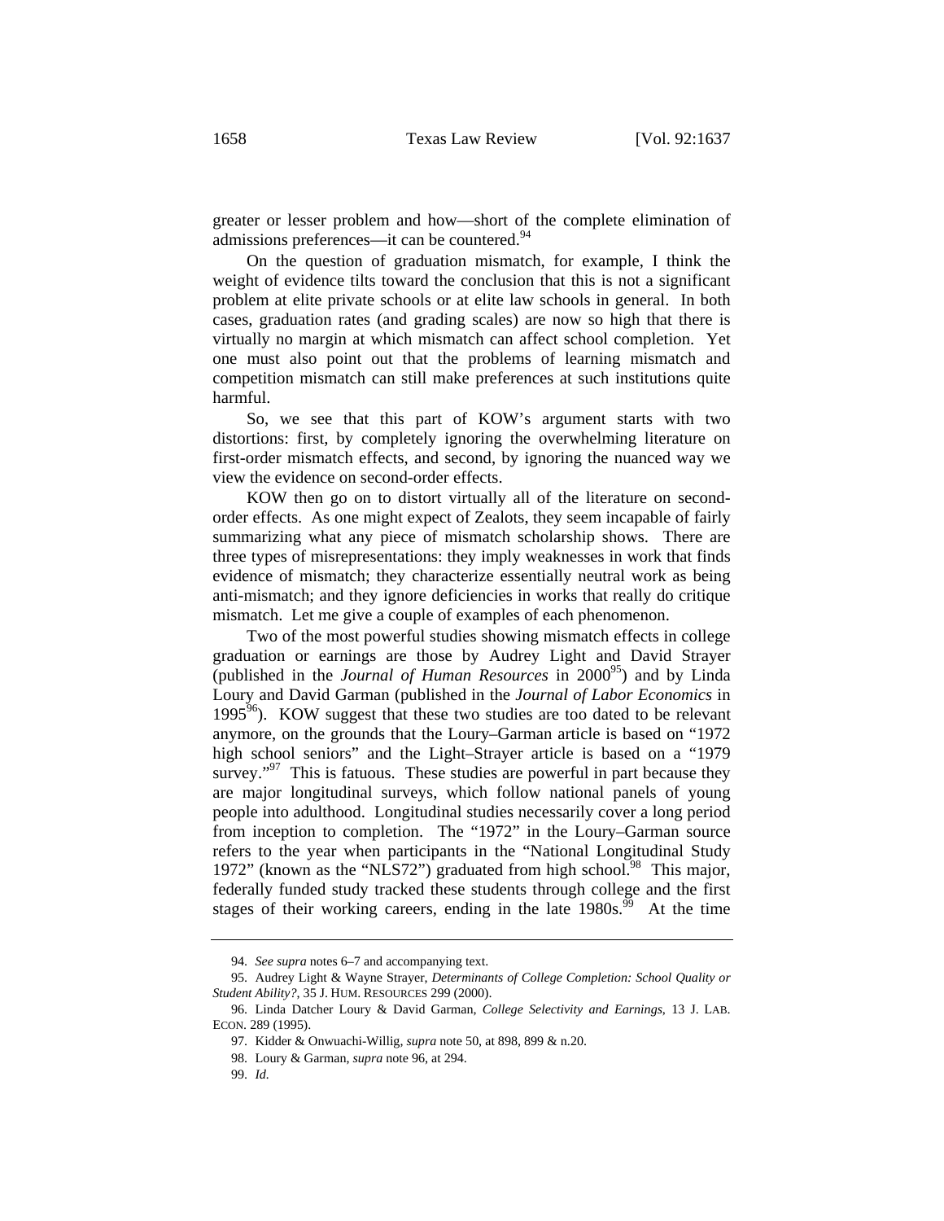greater or lesser problem and how—short of the complete elimination of admissions preferences—it can be countered.[94]

On the question of graduation mismatch, for example, I think the weight of evidence tilts toward the conclusion that this is not a significant problem at elite private schools or at elite law schools in general. In both cases, graduation rates (and grading scales) are now so high that there is virtually no margin at which mismatch can affect school completion. Yet one must also point out that the problems of learning mismatch and competition mismatch can still make preferences at such institutions quite harmful.

So, we see that this part of KOW's argument starts with two distortions: first, by completely ignoring the overwhelming literature on first-order mismatch effects, and second, by ignoring the nuanced way we view the evidence on second-order effects.

KOW then go on to distort virtually all of the literature on second-order effects. As one might expect of Zealots, they seem incapable of fairly summarizing what any piece of mismatch scholarship shows. There are three types of misrepresentations: they imply weaknesses in work that finds evidence of mismatch; they characterize essentially neutral work as being anti-mismatch; and they ignore deficiencies in works that really do critique mismatch. Let me give a couple of examples of each phenomenon.

Two of the most powerful studies showing mismatch effects in college graduation or earnings are those by Audrey Light and David Strayer (published in the *Journal of Human Resources* in 2000[95]) and by Linda Loury and David Garman (published in the *Journal of Labor Economics* in 1995[96]). KOW suggest that these two studies are too dated to be relevant anymore, on the grounds that the Loury–Garman article is based on "1972 high school seniors" and the Light–Strayer article is based on a "1979 survey."[97] This is fatuous. These studies are powerful in part because they are major longitudinal surveys, which follow national panels of young people into adulthood. Longitudinal studies necessarily cover a long period from inception to completion. The "1972" in the Loury–Garman source refers to the year when participants in the "National Longitudinal Study 1972" (known as the "NLS72") graduated from high school.[98] This major, federally funded study tracked these students through college and the first stages of their working careers, ending in the late 1980s.[99] At the time

94. *See supra* notes 6–7 and accompanying text.

95. Audrey Light & Wayne Strayer, *Determinants of College Completion: School Quality or Student Ability?*, 35 J. HUM. RESOURCES 299 (2000).

96. Linda Datcher Loury & David Garman, *College Selectivity and Earnings*, 13 J. LAB. ECON. 289 (1995).

97. Kidder & Onwuachi-Willig, *supra* note 50, at 898, 899 & n.20.

98. Loury & Garman, *supra* note 96, at 294.

99. *Id.*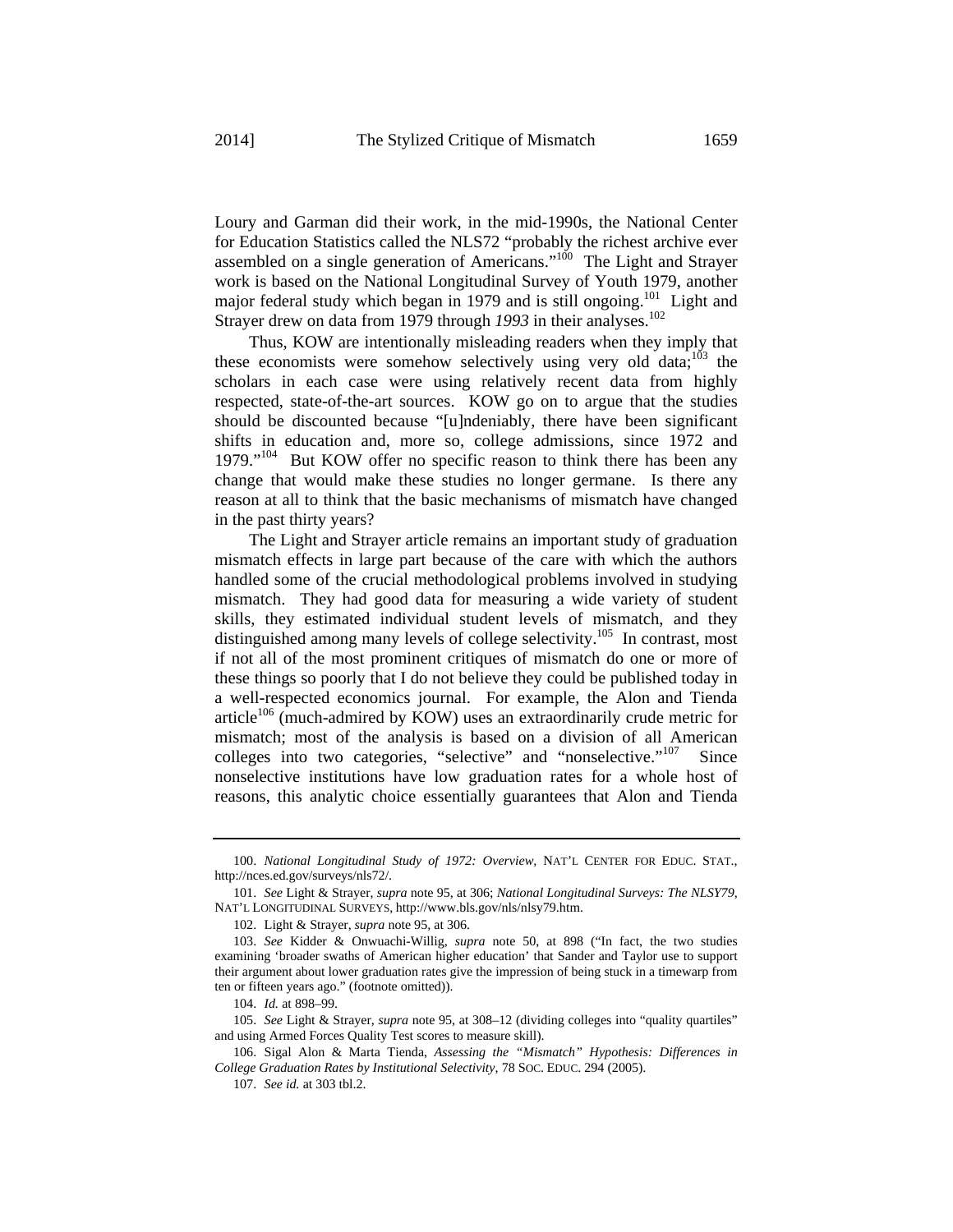Loury and Garman did their work, in the mid-1990s, the National Center for Education Statistics called the NLS72 "probably the richest archive ever assembled on a single generation of Americans."[100] The Light and Strayer work is based on the National Longitudinal Survey of Youth 1979, another major federal study which began in 1979 and is still ongoing.[101] Light and Strayer drew on data from 1979 through *1993* in their analyses.[102]

Thus, KOW are intentionally misleading readers when they imply that these economists were somehow selectively using very old data;[103] the scholars in each case were using relatively recent data from highly respected, state-of-the-art sources. KOW go on to argue that the studies should be discounted because "[u]ndeniably, there have been significant shifts in education and, more so, college admissions, since 1972 and 1979."[104] But KOW offer no specific reason to think there has been any change that would make these studies no longer germane. Is there any reason at all to think that the basic mechanisms of mismatch have changed in the past thirty years?

The Light and Strayer article remains an important study of graduation mismatch effects in large part because of the care with which the authors handled some of the crucial methodological problems involved in studying mismatch. They had good data for measuring a wide variety of student skills, they estimated individual student levels of mismatch, and they distinguished among many levels of college selectivity.[105] In contrast, most if not all of the most prominent critiques of mismatch do one or more of these things so poorly that I do not believe they could be published today in a well-respected economics journal. For example, the Alon and Tienda article[106] (much-admired by KOW) uses an extraordinarily crude metric for mismatch; most of the analysis is based on a division of all American colleges into two categories, "selective" and "nonselective."[107] Since nonselective institutions have low graduation rates for a whole host of reasons, this analytic choice essentially guarantees that Alon and Tienda

---

100. *National Longitudinal Study of 1972: Overview*, NAT'L CENTER FOR EDUC. STAT., http://nces.ed.gov/surveys/nls72/.

101. *See* Light & Strayer, *supra* note 95, at 306; *National Longitudinal Surveys: The NLSY79*, NAT'L LONGITUDINAL SURVEYS, http://www.bls.gov/nls/nlsy79.htm.

102. Light & Strayer, *supra* note 95, at 306.

103. *See* Kidder & Onwuachi-Willig, *supra* note 50, at 898 ("In fact, the two studies examining 'broader swaths of American higher education' that Sander and Taylor use to support their argument about lower graduation rates give the impression of being stuck in a timewarp from ten or fifteen years ago." (footnote omitted)).

104. *Id.* at 898–99.

105. *See* Light & Strayer, *supra* note 95, at 308–12 (dividing colleges into "quality quartiles" and using Armed Forces Quality Test scores to measure skill).

106. Sigal Alon & Marta Tienda, *Assessing the "Mismatch" Hypothesis: Differences in College Graduation Rates by Institutional Selectivity*, 78 SOC. EDUC. 294 (2005).

107. *See id.* at 303 tbl.2.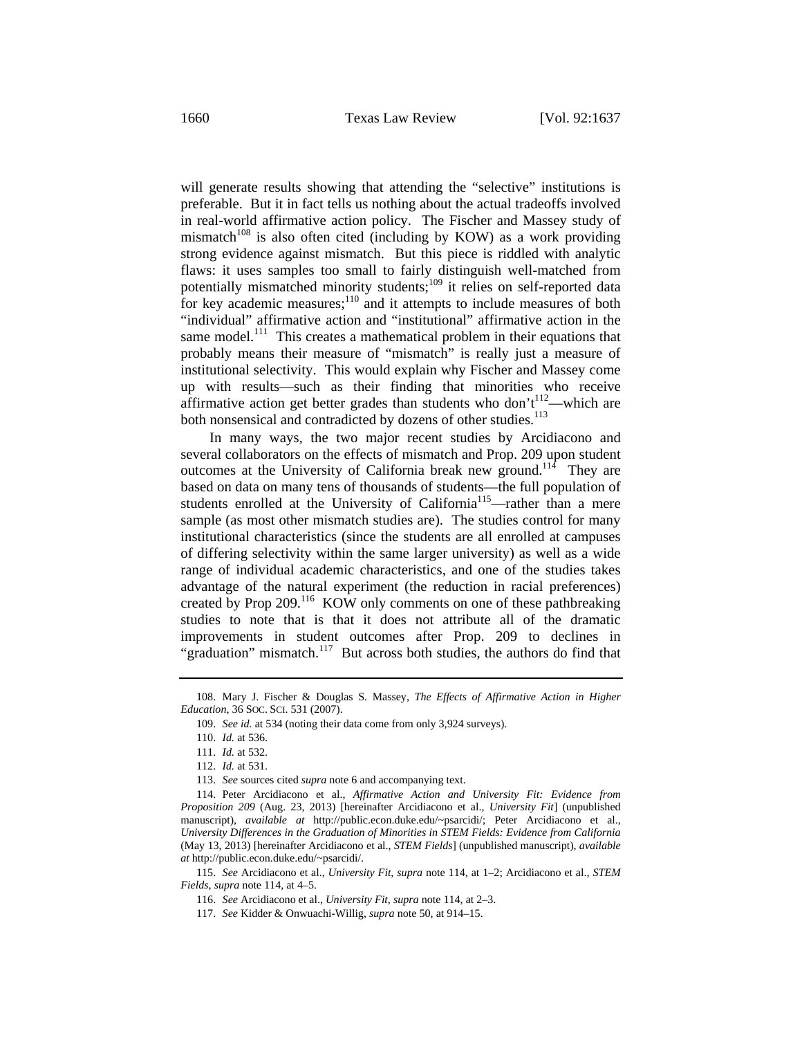will generate results showing that attending the "selective" institutions is preferable. But it in fact tells us nothing about the actual tradeoffs involved in real-world affirmative action policy. The Fischer and Massey study of mismatch[108] is also often cited (including by KOW) as a work providing strong evidence against mismatch. But this piece is riddled with analytic flaws: it uses samples too small to fairly distinguish well-matched from potentially mismatched minority students;[109] it relies on self-reported data for key academic measures;[110] and it attempts to include measures of both "individual" affirmative action and "institutional" affirmative action in the same model.[111] This creates a mathematical problem in their equations that probably means their measure of "mismatch" is really just a measure of institutional selectivity. This would explain why Fischer and Massey come up with results—such as their finding that minorities who receive affirmative action get better grades than students who don't[112]—which are both nonsensical and contradicted by dozens of other studies.[113]

In many ways, the two major recent studies by Arcidiacono and several collaborators on the effects of mismatch and Prop. 209 upon student outcomes at the University of California break new ground.[114] They are based on data on many tens of thousands of students—the full population of students enrolled at the University of California[115]—rather than a mere sample (as most other mismatch studies are). The studies control for many institutional characteristics (since the students are all enrolled at campuses of differing selectivity within the same larger university) as well as a wide range of individual academic characteristics, and one of the studies takes advantage of the natural experiment (the reduction in racial preferences) created by Prop 209.[116] KOW only comments on one of these pathbreaking studies to note that is that it does not attribute all of the dramatic improvements in student outcomes after Prop. 209 to declines in "graduation" mismatch.[117] But across both studies, the authors do find that

---

108. Mary J. Fischer & Douglas S. Massey, *The Effects of Affirmative Action in Higher Education*, 36 SOC. SCI. 531 (2007).

109. *See id.* at 534 (noting their data come from only 3,924 surveys).

110. *Id.* at 536.

111. *Id.* at 532.

112. *Id.* at 531.

113. *See* sources cited *supra* note 6 and accompanying text.

114. Peter Arcidiacono et al., *Affirmative Action and University Fit: Evidence from Proposition 209* (Aug. 23, 2013) [hereinafter Arcidiacono et al., *University Fit*] (unpublished manuscript), *available at* http://public.econ.duke.edu/~psarcidi/; Peter Arcidiacono et al., *University Differences in the Graduation of Minorities in STEM Fields: Evidence from California* (May 13, 2013) [hereinafter Arcidiacono et al., *STEM Fields*] (unpublished manuscript), *available at* http://public.econ.duke.edu/~psarcidi/.

115. *See* Arcidiacono et al., *University Fit*, *supra* note 114, at 1–2; Arcidiacono et al., *STEM Fields*, *supra* note 114, at 4–5.

116. *See* Arcidiacono et al., *University Fit*, *supra* note 114, at 2–3.

117. *See* Kidder & Onwuachi-Willig, *supra* note 50, at 914–15.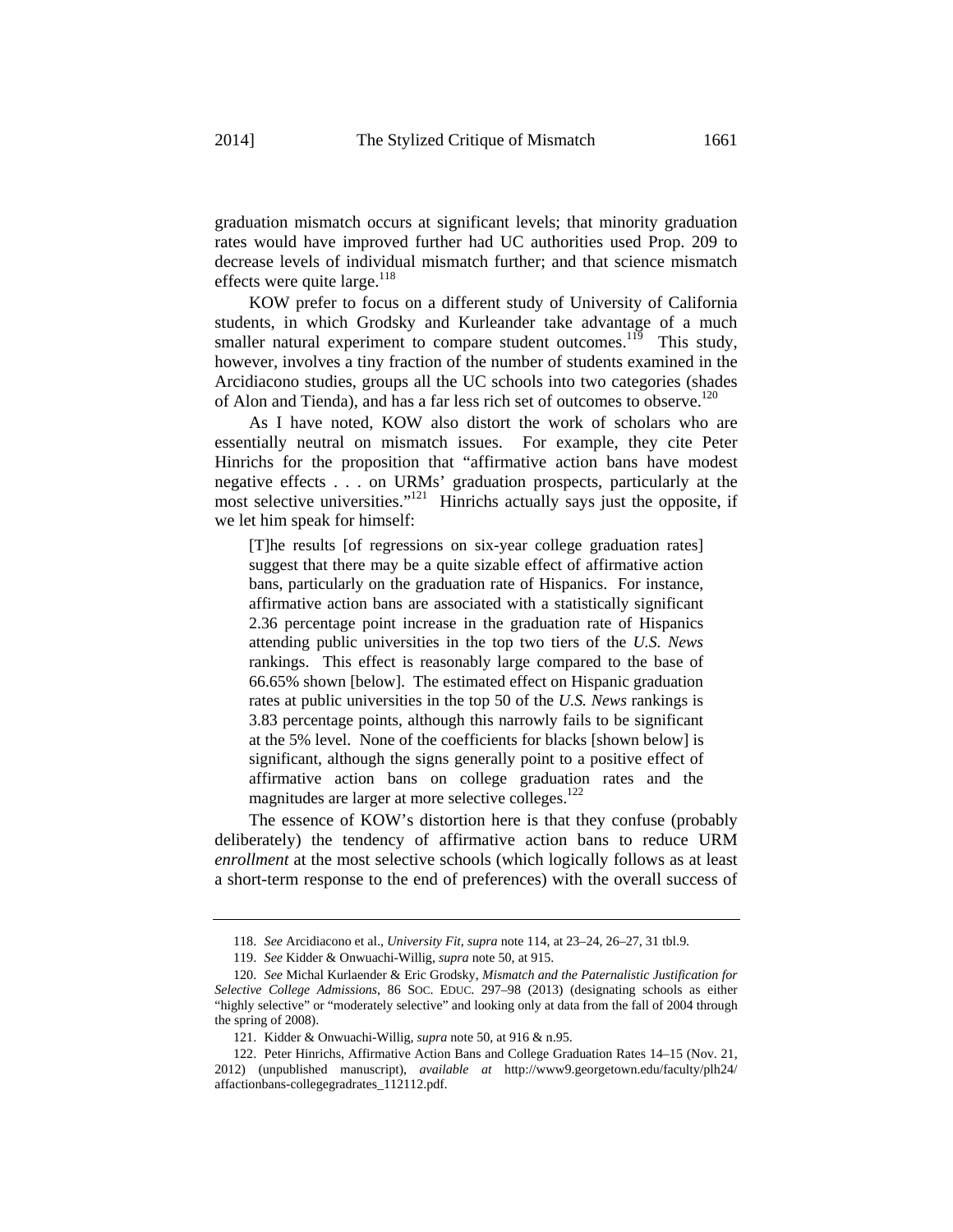graduation mismatch occurs at significant levels; that minority graduation rates would have improved further had UC authorities used Prop. 209 to decrease levels of individual mismatch further; and that science mismatch effects were quite large.[118]

KOW prefer to focus on a different study of University of California students, in which Grodsky and Kurleander take advantage of a much smaller natural experiment to compare student outcomes.[119] This study, however, involves a tiny fraction of the number of students examined in the Arcidiacono studies, groups all the UC schools into two categories (shades of Alon and Tienda), and has a far less rich set of outcomes to observe.[120]

As I have noted, KOW also distort the work of scholars who are essentially neutral on mismatch issues. For example, they cite Peter Hinrichs for the proposition that "affirmative action bans have modest negative effects . . . on URMs' graduation prospects, particularly at the most selective universities."[121] Hinrichs actually says just the opposite, if we let him speak for himself:

> [T]he results [of regressions on six-year college graduation rates] suggest that there may be a quite sizable effect of affirmative action bans, particularly on the graduation rate of Hispanics. For instance, affirmative action bans are associated with a statistically significant 2.36 percentage point increase in the graduation rate of Hispanics attending public universities in the top two tiers of the *U.S. News* rankings. This effect is reasonably large compared to the base of 66.65% shown [below]. The estimated effect on Hispanic graduation rates at public universities in the top 50 of the *U.S. News* rankings is 3.83 percentage points, although this narrowly fails to be significant at the 5% level. None of the coefficients for blacks [shown below] is significant, although the signs generally point to a positive effect of affirmative action bans on college graduation rates and the magnitudes are larger at more selective colleges.[122]

The essence of KOW's distortion here is that they confuse (probably deliberately) the tendency of affirmative action bans to reduce URM *enrollment* at the most selective schools (which logically follows as at least a short-term response to the end of preferences) with the overall success of

---

118. *See* Arcidiacono et al., *University Fit*, *supra* note 114, at 23–24, 26–27, 31 tbl.9.

119. *See* Kidder & Onwuachi-Willig, *supra* note 50, at 915.

120. *See* Michal Kurlaender & Eric Grodsky, *Mismatch and the Paternalistic Justification for Selective College Admissions*, 86 SOC. EDUC. 297–98 (2013) (designating schools as either "highly selective" or "moderately selective" and looking only at data from the fall of 2004 through the spring of 2008).

121. Kidder & Onwuachi-Willig, *supra* note 50, at 916 & n.95.

122. Peter Hinrichs, Affirmative Action Bans and College Graduation Rates 14–15 (Nov. 21, 2012) (unpublished manuscript), *available at* http://www9.georgetown.edu/faculty/plh24/affactionbans-collegegradrates_112112.pdf.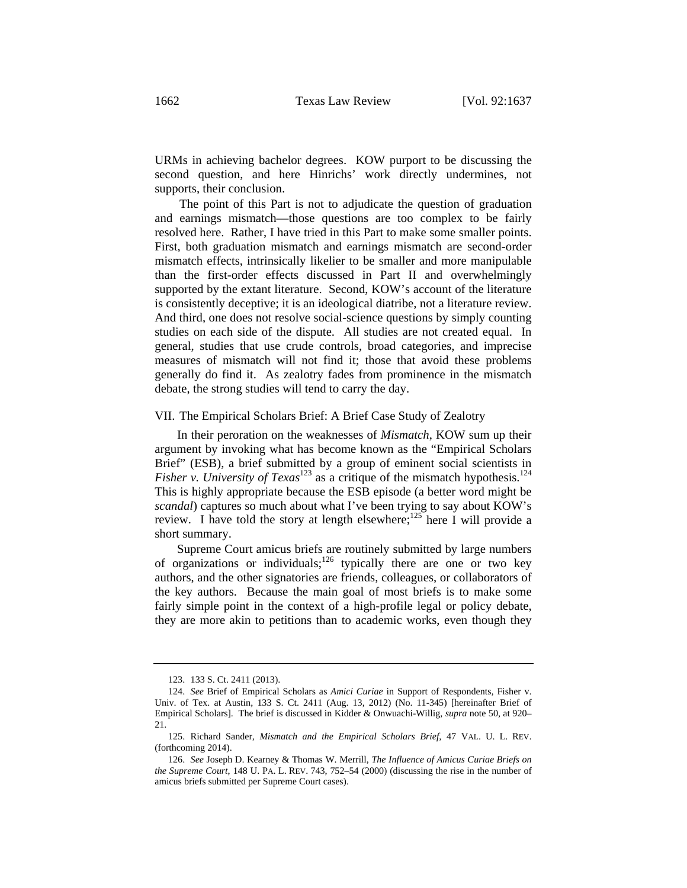URMs in achieving bachelor degrees. KOW purport to be discussing the second question, and here Hinrichs' work directly undermines, not supports, their conclusion.

The point of this Part is not to adjudicate the question of graduation and earnings mismatch—those questions are too complex to be fairly resolved here. Rather, I have tried in this Part to make some smaller points. First, both graduation mismatch and earnings mismatch are second-order mismatch effects, intrinsically likelier to be smaller and more manipulable than the first-order effects discussed in Part II and overwhelmingly supported by the extant literature. Second, KOW's account of the literature is consistently deceptive; it is an ideological diatribe, not a literature review. And third, one does not resolve social-science questions by simply counting studies on each side of the dispute. All studies are not created equal. In general, studies that use crude controls, broad categories, and imprecise measures of mismatch will not find it; those that avoid these problems generally do find it. As zealotry fades from prominence in the mismatch debate, the strong studies will tend to carry the day.

## VII. The Empirical Scholars Brief: A Brief Case Study of Zealotry

In their peroration on the weaknesses of *Mismatch*, KOW sum up their argument by invoking what has become known as the "Empirical Scholars Brief" (ESB), a brief submitted by a group of eminent social scientists in *Fisher v. University of Texas*[123] as a critique of the mismatch hypothesis.[124] This is highly appropriate because the ESB episode (a better word might be *scandal*) captures so much about what I've been trying to say about KOW's review. I have told the story at length elsewhere;[125] here I will provide a short summary.

Supreme Court amicus briefs are routinely submitted by large numbers of organizations or individuals;[126] typically there are one or two key authors, and the other signatories are friends, colleagues, or collaborators of the key authors. Because the main goal of most briefs is to make some fairly simple point in the context of a high-profile legal or policy debate, they are more akin to petitions than to academic works, even though they

---

123. 133 S. Ct. 2411 (2013).

124. *See* Brief of Empirical Scholars as *Amici Curiae* in Support of Respondents, Fisher v. Univ. of Tex. at Austin, 133 S. Ct. 2411 (Aug. 13, 2012) (No. 11-345) [hereinafter Brief of Empirical Scholars]. The brief is discussed in Kidder & Onwuachi-Willig, *supra* note 50, at 920–21.

125. Richard Sander, *Mismatch and the Empirical Scholars Brief*, 47 VAL. U. L. REV. (forthcoming 2014).

126. *See* Joseph D. Kearney & Thomas W. Merrill, *The Influence of Amicus Curiae Briefs on the Supreme Court*, 148 U. PA. L. REV. 743, 752–54 (2000) (discussing the rise in the number of amicus briefs submitted per Supreme Court cases).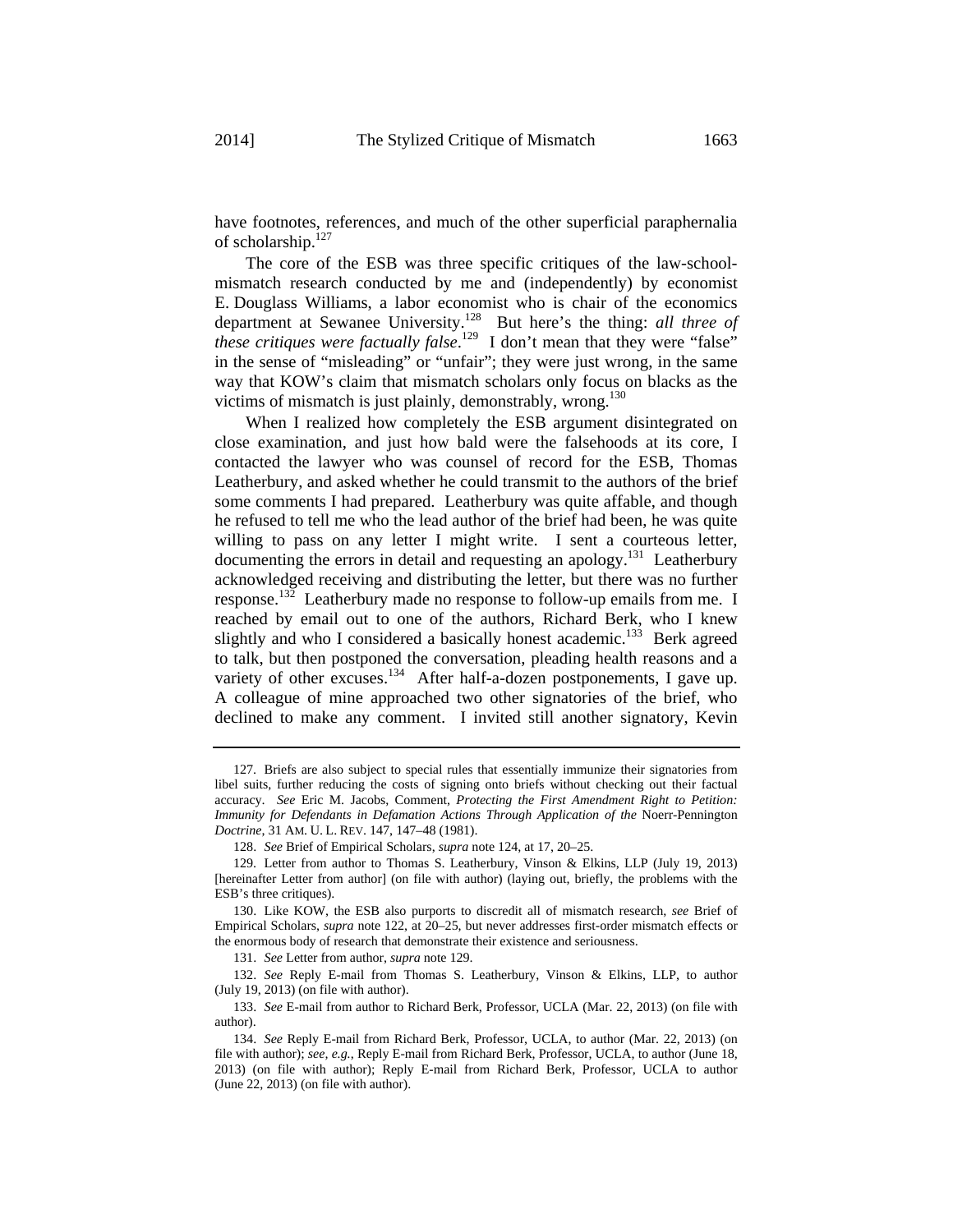have footnotes, references, and much of the other superficial paraphernalia of scholarship.[127]

The core of the ESB was three specific critiques of the law-school-mismatch research conducted by me and (independently) by economist E. Douglass Williams, a labor economist who is chair of the economics department at Sewanee University.[128] But here's the thing: *all three of these critiques were factually false*.[129] I don't mean that they were "false" in the sense of "misleading" or "unfair"; they were just wrong, in the same way that KOW's claim that mismatch scholars only focus on blacks as the victims of mismatch is just plainly, demonstrably, wrong.[130]

When I realized how completely the ESB argument disintegrated on close examination, and just how bald were the falsehoods at its core, I contacted the lawyer who was counsel of record for the ESB, Thomas Leatherbury, and asked whether he could transmit to the authors of the brief some comments I had prepared. Leatherbury was quite affable, and though he refused to tell me who the lead author of the brief had been, he was quite willing to pass on any letter I might write. I sent a courteous letter, documenting the errors in detail and requesting an apology.[131] Leatherbury acknowledged receiving and distributing the letter, but there was no further response.[132] Leatherbury made no response to follow-up emails from me. I reached by email out to one of the authors, Richard Berk, who I knew slightly and who I considered a basically honest academic.[133] Berk agreed to talk, but then postponed the conversation, pleading health reasons and a variety of other excuses.[134] After half-a-dozen postponements, I gave up. A colleague of mine approached two other signatories of the brief, who declined to make any comment. I invited still another signatory, Kevin

---

127. Briefs are also subject to special rules that essentially immunize their signatories from libel suits, further reducing the costs of signing onto briefs without checking out their factual accuracy. *See* Eric M. Jacobs, Comment, *Protecting the First Amendment Right to Petition: Immunity for Defendants in Defamation Actions Through Application of the* Noerr-Pennington *Doctrine*, 31 AM. U. L. REV. 147, 147–48 (1981).

128. *See* Brief of Empirical Scholars, *supra* note 124, at 17, 20–25.

129. Letter from author to Thomas S. Leatherbury, Vinson & Elkins, LLP (July 19, 2013) [hereinafter Letter from author] (on file with author) (laying out, briefly, the problems with the ESB's three critiques).

130. Like KOW, the ESB also purports to discredit all of mismatch research, *see* Brief of Empirical Scholars, *supra* note 122, at 20–25, but never addresses first-order mismatch effects or the enormous body of research that demonstrate their existence and seriousness.

131. *See* Letter from author, *supra* note 129.

132. *See* Reply E-mail from Thomas S. Leatherbury, Vinson & Elkins, LLP, to author (July 19, 2013) (on file with author).

133. *See* E-mail from author to Richard Berk, Professor, UCLA (Mar. 22, 2013) (on file with author).

134. *See* Reply E-mail from Richard Berk, Professor, UCLA, to author (Mar. 22, 2013) (on file with author); *see, e.g.*, Reply E-mail from Richard Berk, Professor, UCLA, to author (June 18, 2013) (on file with author); Reply E-mail from Richard Berk, Professor, UCLA to author (June 22, 2013) (on file with author).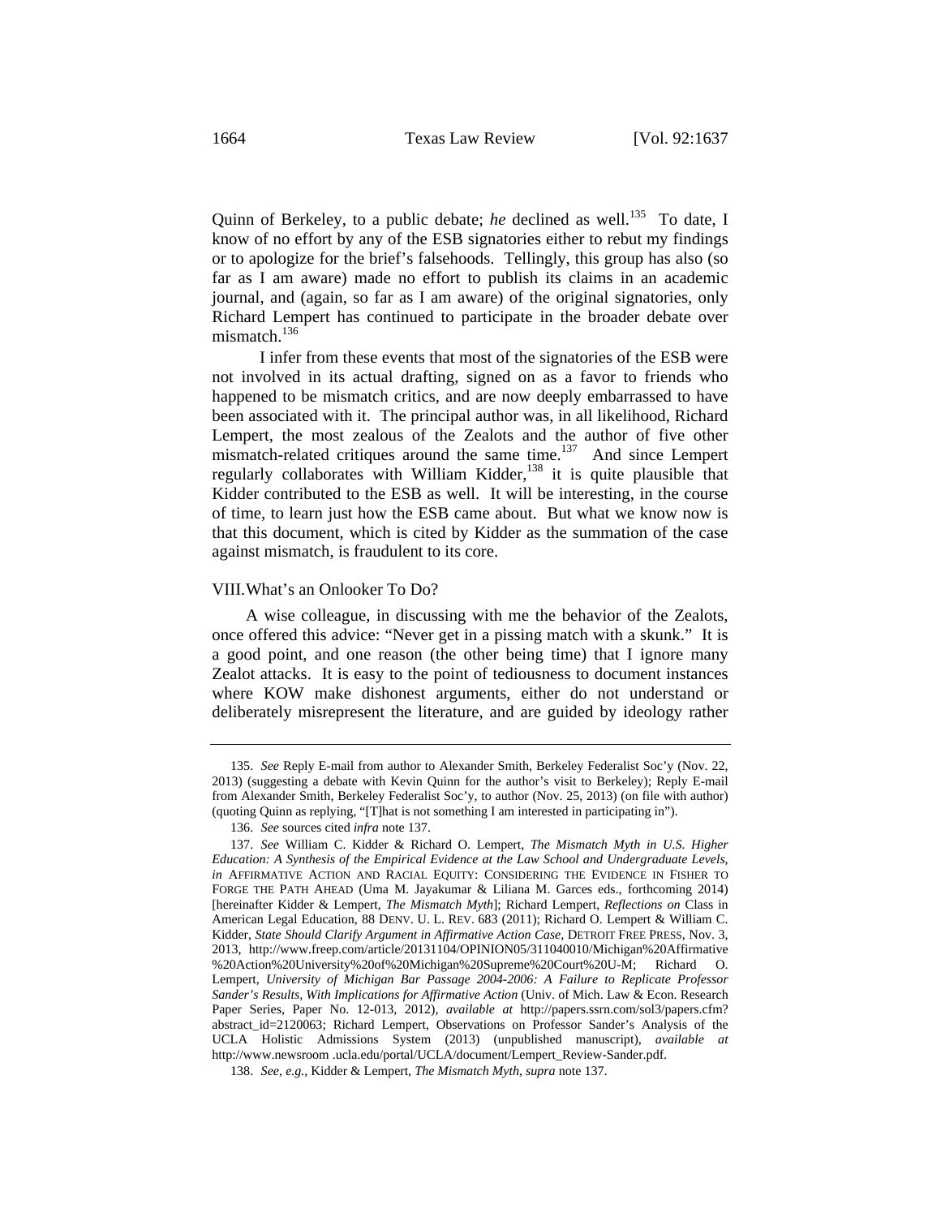Quinn of Berkeley, to a public debate; *he* declined as well.[135] To date, I know of no effort by any of the ESB signatories either to rebut my findings or to apologize for the brief's falsehoods. Tellingly, this group has also (so far as I am aware) made no effort to publish its claims in an academic journal, and (again, so far as I am aware) of the original signatories, only Richard Lempert has continued to participate in the broader debate over mismatch.[136]

I infer from these events that most of the signatories of the ESB were not involved in its actual drafting, signed on as a favor to friends who happened to be mismatch critics, and are now deeply embarrassed to have been associated with it. The principal author was, in all likelihood, Richard Lempert, the most zealous of the Zealots and the author of five other mismatch-related critiques around the same time.[137] And since Lempert regularly collaborates with William Kidder,[138] it is quite plausible that Kidder contributed to the ESB as well. It will be interesting, in the course of time, to learn just how the ESB came about. But what we know now is that this document, which is cited by Kidder as the summation of the case against mismatch, is fraudulent to its core.

## VIII. What's an Onlooker To Do?

A wise colleague, in discussing with me the behavior of the Zealots, once offered this advice: "Never get in a pissing match with a skunk." It is a good point, and one reason (the other being time) that I ignore many Zealot attacks. It is easy to the point of tediousness to document instances where KOW make dishonest arguments, either do not understand or deliberately misrepresent the literature, and are guided by ideology rather

---

135. *See* Reply E-mail from author to Alexander Smith, Berkeley Federalist Soc'y (Nov. 22, 2013) (suggesting a debate with Kevin Quinn for the author's visit to Berkeley); Reply E-mail from Alexander Smith, Berkeley Federalist Soc'y, to author (Nov. 25, 2013) (on file with author) (quoting Quinn as replying, "[T]hat is not something I am interested in participating in").

136. *See* sources cited *infra* note 137.

137. *See* William C. Kidder & Richard O. Lempert, *The Mismatch Myth in U.S. Higher Education: A Synthesis of the Empirical Evidence at the Law School and Undergraduate Levels*, *in* AFFIRMATIVE ACTION AND RACIAL EQUITY: CONSIDERING THE EVIDENCE IN FISHER TO FORGE THE PATH AHEAD (Uma M. Jayakumar & Liliana M. Garces eds., forthcoming 2014) [hereinafter Kidder & Lempert, *The Mismatch Myth*]; Richard Lempert, *Reflections on* Class in American Legal Education, 88 DENV. U. L. REV. 683 (2011); Richard O. Lempert & William C. Kidder, *State Should Clarify Argument in Affirmative Action Case*, DETROIT FREE PRESS, Nov. 3, 2013, http://www.freep.com/article/20131104/OPINION05/311040010/Michigan%20Affirmative%20Action%20University%20of%20Michigan%20Supreme%20Court%20U-M; Richard O. Lempert, *University of Michigan Bar Passage 2004-2006: A Failure to Replicate Professor Sander's Results, With Implications for Affirmative Action* (Univ. of Mich. Law & Econ. Research Paper Series, Paper No. 12-013, 2012), *available at* http://papers.ssrn.com/sol3/papers.cfm?abstract_id=2120063; Richard Lempert, Observations on Professor Sander's Analysis of the UCLA Holistic Admissions System (2013) (unpublished manuscript), *available at* http://www.newsroom .ucla.edu/portal/UCLA/document/Lempert_Review-Sander.pdf.

138. *See, e.g.*, Kidder & Lempert, *The Mismatch Myth*, *supra* note 137.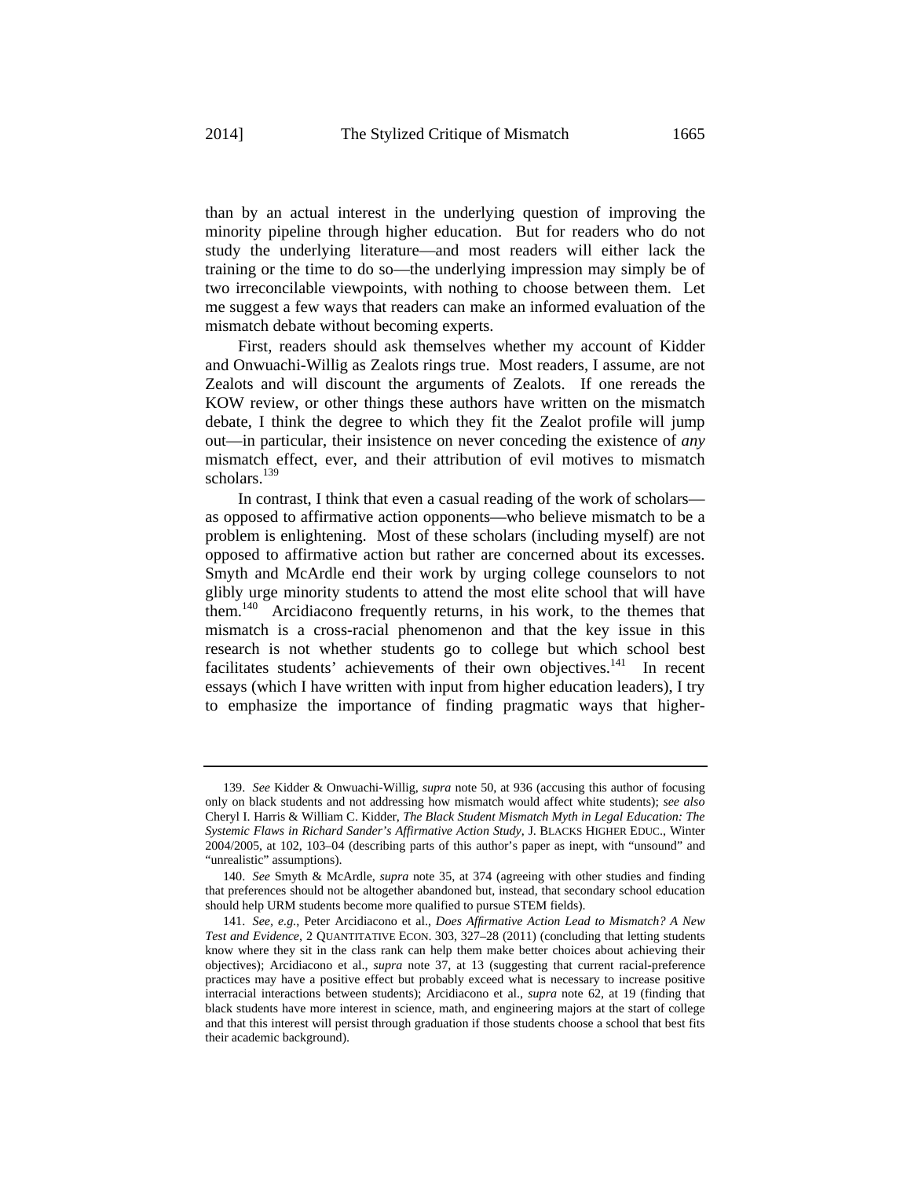than by an actual interest in the underlying question of improving the minority pipeline through higher education. But for readers who do not study the underlying literature—and most readers will either lack the training or the time to do so—the underlying impression may simply be of two irreconcilable viewpoints, with nothing to choose between them. Let me suggest a few ways that readers can make an informed evaluation of the mismatch debate without becoming experts.

First, readers should ask themselves whether my account of Kidder and Onwuachi-Willig as Zealots rings true. Most readers, I assume, are not Zealots and will discount the arguments of Zealots. If one rereads the KOW review, or other things these authors have written on the mismatch debate, I think the degree to which they fit the Zealot profile will jump out—in particular, their insistence on never conceding the existence of *any* mismatch effect, ever, and their attribution of evil motives to mismatch scholars.[139]

In contrast, I think that even a casual reading of the work of scholars—as opposed to affirmative action opponents—who believe mismatch to be a problem is enlightening. Most of these scholars (including myself) are not opposed to affirmative action but rather are concerned about its excesses. Smyth and McArdle end their work by urging college counselors to not glibly urge minority students to attend the most elite school that will have them.[140] Arcidiacono frequently returns, in his work, to the themes that mismatch is a cross-racial phenomenon and that the key issue in this research is not whether students go to college but which school best facilitates students' achievements of their own objectives.[141] In recent essays (which I have written with input from higher education leaders), I try to emphasize the importance of finding pragmatic ways that higher-

---

139. *See* Kidder & Onwuachi-Willig, *supra* note 50, at 936 (accusing this author of focusing only on black students and not addressing how mismatch would affect white students); *see also* Cheryl I. Harris & William C. Kidder, *The Black Student Mismatch Myth in Legal Education: The Systemic Flaws in Richard Sander's Affirmative Action Study*, J. BLACKS HIGHER EDUC., Winter 2004/2005, at 102, 103–04 (describing parts of this author's paper as inept, with "unsound" and "unrealistic" assumptions).

140. *See* Smyth & McArdle, *supra* note 35, at 374 (agreeing with other studies and finding that preferences should not be altogether abandoned but, instead, that secondary school education should help URM students become more qualified to pursue STEM fields).

141. *See, e.g.*, Peter Arcidiacono et al., *Does Affirmative Action Lead to Mismatch? A New Test and Evidence*, 2 QUANTITATIVE ECON. 303, 327–28 (2011) (concluding that letting students know where they sit in the class rank can help them make better choices about achieving their objectives); Arcidiacono et al., *supra* note 37, at 13 (suggesting that current racial-preference practices may have a positive effect but probably exceed what is necessary to increase positive interracial interactions between students); Arcidiacono et al., *supra* note 62, at 19 (finding that black students have more interest in science, math, and engineering majors at the start of college and that this interest will persist through graduation if those students choose a school that best fits their academic background).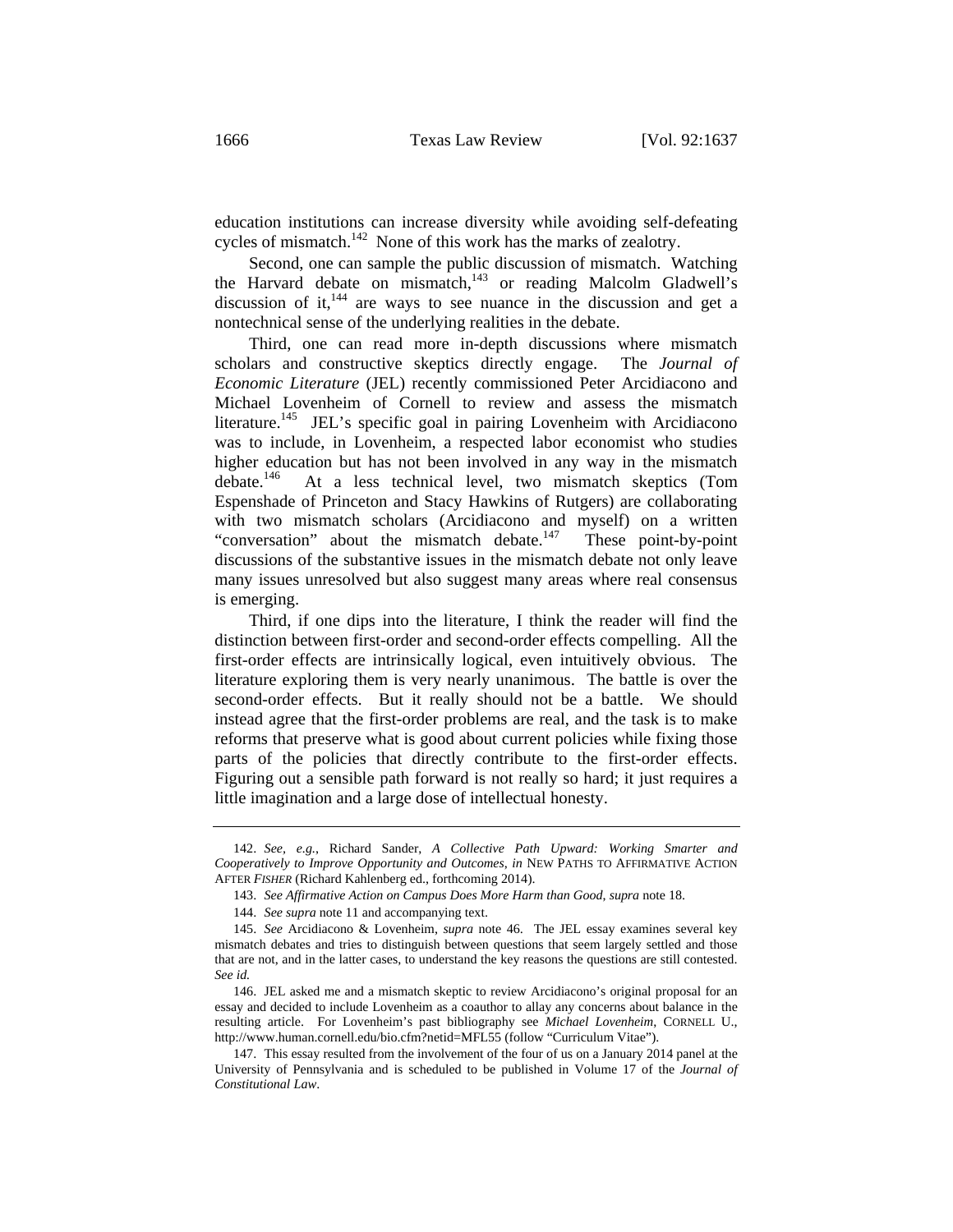education institutions can increase diversity while avoiding self-defeating cycles of mismatch.[142] None of this work has the marks of zealotry.

Second, one can sample the public discussion of mismatch. Watching the Harvard debate on mismatch,[143] or reading Malcolm Gladwell's discussion of it,[144] are ways to see nuance in the discussion and get a nontechnical sense of the underlying realities in the debate.

Third, one can read more in-depth discussions where mismatch scholars and constructive skeptics directly engage. The *Journal of Economic Literature* (JEL) recently commissioned Peter Arcidiacono and Michael Lovenheim of Cornell to review and assess the mismatch literature.[145] JEL's specific goal in pairing Lovenheim with Arcidiacono was to include, in Lovenheim, a respected labor economist who studies higher education but has not been involved in any way in the mismatch debate.[146] At a less technical level, two mismatch skeptics (Tom Espenshade of Princeton and Stacy Hawkins of Rutgers) are collaborating with two mismatch scholars (Arcidiacono and myself) on a written "conversation" about the mismatch debate.[147] These point-by-point discussions of the substantive issues in the mismatch debate not only leave many issues unresolved but also suggest many areas where real consensus is emerging.

Third, if one dips into the literature, I think the reader will find the distinction between first-order and second-order effects compelling. All the first-order effects are intrinsically logical, even intuitively obvious. The literature exploring them is very nearly unanimous. The battle is over the second-order effects. But it really should not be a battle. We should instead agree that the first-order problems are real, and the task is to make reforms that preserve what is good about current policies while fixing those parts of the policies that directly contribute to the first-order effects. Figuring out a sensible path forward is not really so hard; it just requires a little imagination and a large dose of intellectual honesty.

---

142. *See, e.g.*, Richard Sander, *A Collective Path Upward: Working Smarter and Cooperatively to Improve Opportunity and Outcomes*, *in* NEW PATHS TO AFFIRMATIVE ACTION AFTER *FISHER* (Richard Kahlenberg ed., forthcoming 2014).

143. *See Affirmative Action on Campus Does More Harm than Good*, *supra* note 18.

144. *See supra* note 11 and accompanying text.

145. *See* Arcidiacono & Lovenheim, *supra* note 46. The JEL essay examines several key mismatch debates and tries to distinguish between questions that seem largely settled and those that are not, and in the latter cases, to understand the key reasons the questions are still contested. *See id.*

146. JEL asked me and a mismatch skeptic to review Arcidiacono's original proposal for an essay and decided to include Lovenheim as a coauthor to allay any concerns about balance in the resulting article. For Lovenheim's past bibliography see *Michael Lovenheim*, CORNELL U., http://www.human.cornell.edu/bio.cfm?netid=MFL55 (follow "Curriculum Vitae").

147. This essay resulted from the involvement of the four of us on a January 2014 panel at the University of Pennsylvania and is scheduled to be published in Volume 17 of the *Journal of Constitutional Law*.